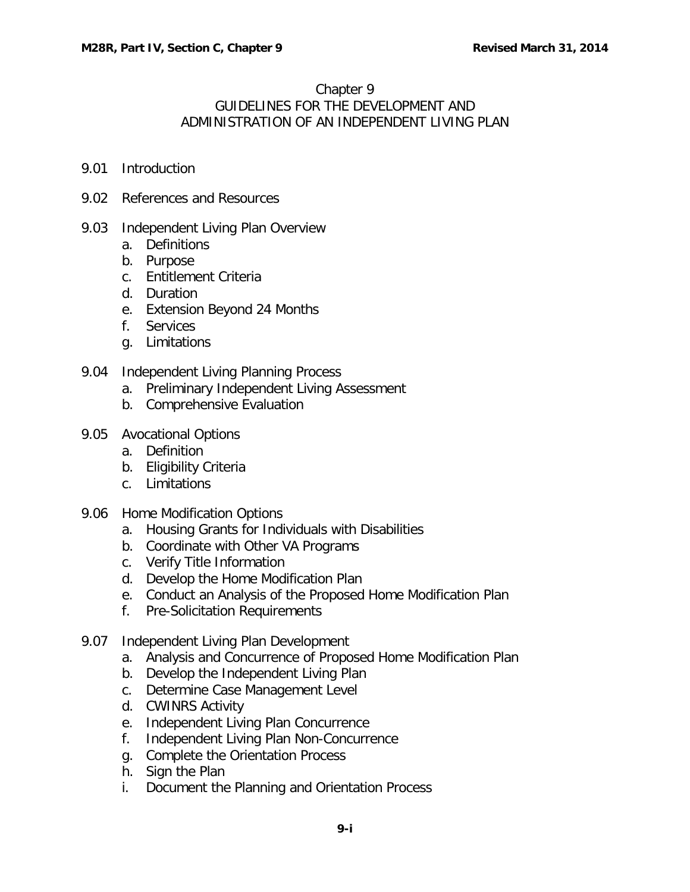# Chapter 9
## GUIDELINES FOR THE DEVELOPMENT AND ADMINISTRATION OF AN INDEPENDENT LIVING PLAN

9.01 Introduction

9.02 References and Resources

9.03 Independent Living Plan Overview
- a. Definitions
- b. Purpose
- c. Entitlement Criteria
- d. Duration
- e. Extension Beyond 24 Months
- f. Services
- g. Limitations

9.04 Independent Living Planning Process
- a. Preliminary Independent Living Assessment
- b. Comprehensive Evaluation

9.05 Avocational Options
- a. Definition
- b. Eligibility Criteria
- c. Limitations

9.06 Home Modification Options
- a. Housing Grants for Individuals with Disabilities
- b. Coordinate with Other VA Programs
- c. Verify Title Information
- d. Develop the Home Modification Plan
- e. Conduct an Analysis of the Proposed Home Modification Plan
- f. Pre-Solicitation Requirements

9.07 Independent Living Plan Development
- a. Analysis and Concurrence of Proposed Home Modification Plan
- b. Develop the Independent Living Plan
- c. Determine Case Management Level
- d. CWINRS Activity
- e. Independent Living Plan Concurrence
- f. Independent Living Plan Non-Concurrence
- g. Complete the Orientation Process
- h. Sign the Plan
- i. Document the Planning and Orientation Process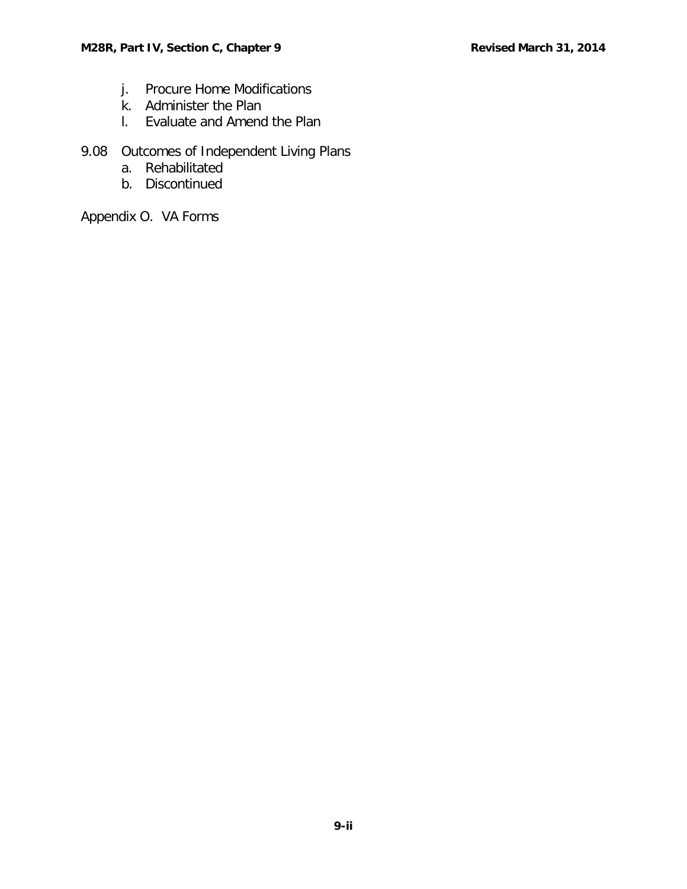j. Procure Home Modifications
k. Administer the Plan
l. Evaluate and Amend the Plan

9.08 Outcomes of Independent Living Plans
a. Rehabilitated
b. Discontinued

Appendix O. VA Forms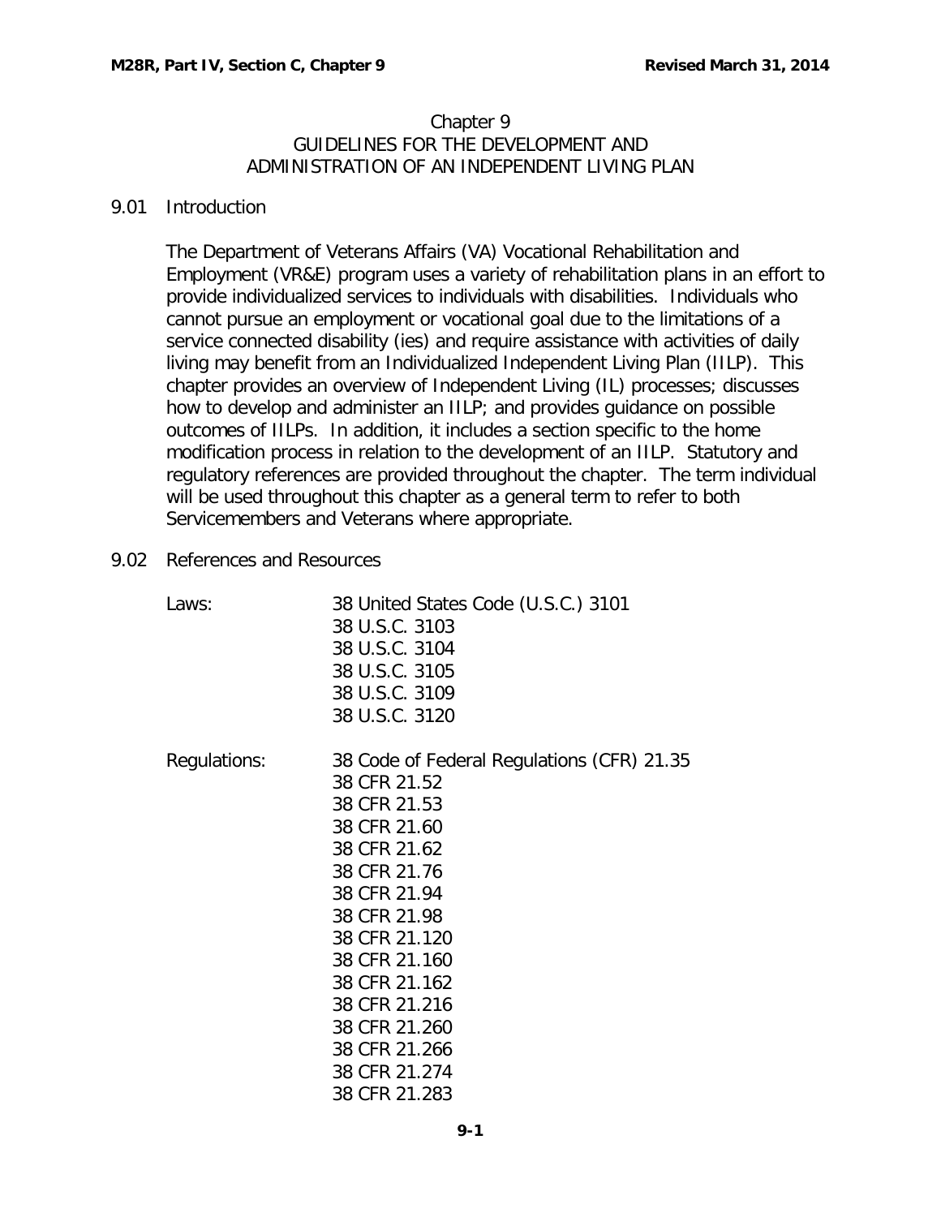# Chapter 9
## GUIDELINES FOR THE DEVELOPMENT AND ADMINISTRATION OF AN INDEPENDENT LIVING PLAN

### 9.01 Introduction

The Department of Veterans Affairs (VA) Vocational Rehabilitation and Employment (VR&E) program uses a variety of rehabilitation plans in an effort to provide individualized services to individuals with disabilities. Individuals who cannot pursue an employment or vocational goal due to the limitations of a service connected disability (ies) and require assistance with activities of daily living may benefit from an Individualized Independent Living Plan (IILP). This chapter provides an overview of Independent Living (IL) processes; discusses how to develop and administer an IILP; and provides guidance on possible outcomes of IILPs. In addition, it includes a section specific to the home modification process in relation to the development of an IILP. Statutory and regulatory references are provided throughout the chapter. The term individual will be used throughout this chapter as a general term to refer to both Servicemembers and Veterans where appropriate.

### 9.02 References and Resources

Laws:
- 38 United States Code (U.S.C.) 3101
- 38 U.S.C. 3103
- 38 U.S.C. 3104
- 38 U.S.C. 3105
- 38 U.S.C. 3109
- 38 U.S.C. 3120

Regulations:
- 38 Code of Federal Regulations (CFR) 21.35
- 38 CFR 21.52
- 38 CFR 21.53
- 38 CFR 21.60
- 38 CFR 21.62
- 38 CFR 21.76
- 38 CFR 21.94
- 38 CFR 21.98
- 38 CFR 21.120
- 38 CFR 21.160
- 38 CFR 21.162
- 38 CFR 21.216
- 38 CFR 21.260
- 38 CFR 21.266
- 38 CFR 21.274
- 38 CFR 21.283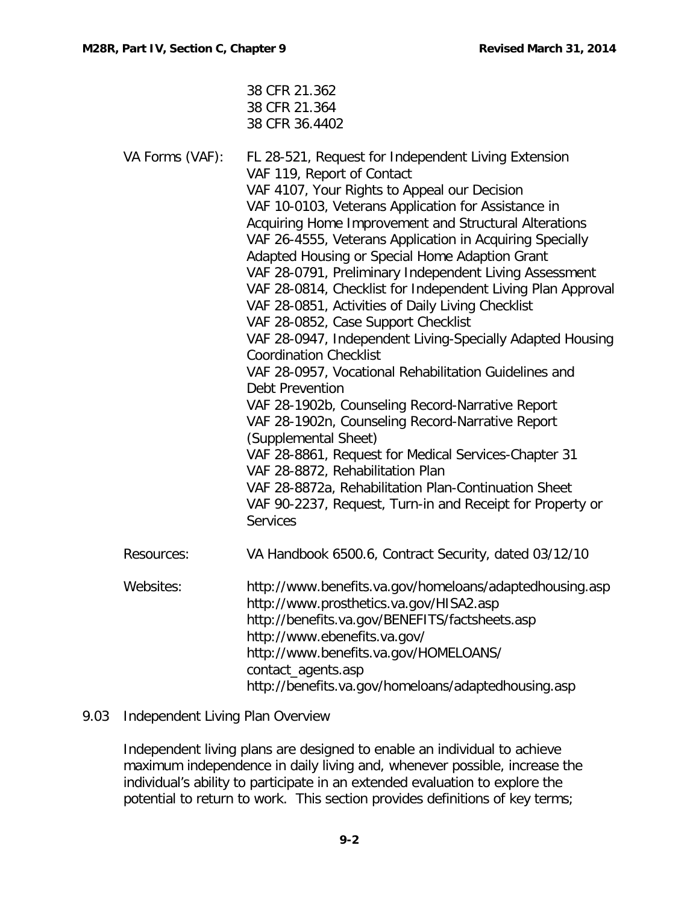38 CFR 21.362
38 CFR 21.364
38 CFR 36.4402

VA Forms (VAF):
FL 28-521, Request for Independent Living Extension
VAF 119, Report of Contact
VAF 4107, Your Rights to Appeal our Decision
VAF 10-0103, Veterans Application for Assistance in Acquiring Home Improvement and Structural Alterations
VAF 26-4555, Veterans Application in Acquiring Specially Adapted Housing or Special Home Adaption Grant
VAF 28-0791, Preliminary Independent Living Assessment
VAF 28-0814, Checklist for Independent Living Plan Approval
VAF 28-0851, Activities of Daily Living Checklist
VAF 28-0852, Case Support Checklist
VAF 28-0947, Independent Living-Specially Adapted Housing Coordination Checklist
VAF 28-0957, Vocational Rehabilitation Guidelines and Debt Prevention
VAF 28-1902b, Counseling Record-Narrative Report
VAF 28-1902n, Counseling Record-Narrative Report (Supplemental Sheet)
VAF 28-8861, Request for Medical Services-Chapter 31
VAF 28-8872, Rehabilitation Plan
VAF 28-8872a, Rehabilitation Plan-Continuation Sheet
VAF 90-2237, Request, Turn-in and Receipt for Property or Services

Resources:
VA Handbook 6500.6, Contract Security, dated 03/12/10

Websites:
http://www.benefits.va.gov/homeloans/adaptedhousing.asp
http://www.prosthetics.va.gov/HISA2.asp
http://benefits.va.gov/BENEFITS/factsheets.asp
http://www.ebenefits.va.gov/
http://www.benefits.va.gov/HOMELOANS/contact_agents.asp
http://benefits.va.gov/homeloans/adaptedhousing.asp

## 9.03 Independent Living Plan Overview

Independent living plans are designed to enable an individual to achieve maximum independence in daily living and, whenever possible, increase the individual's ability to participate in an extended evaluation to explore the potential to return to work. This section provides definitions of key terms;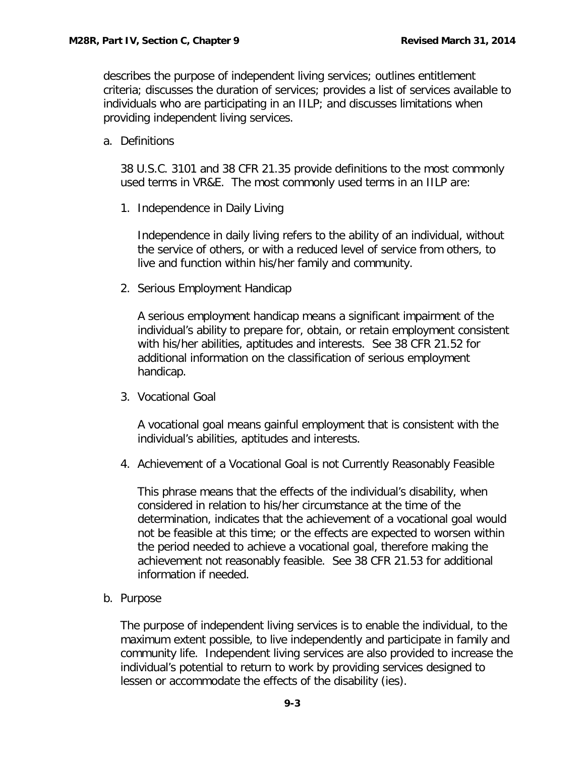describes the purpose of independent living services; outlines entitlement criteria; discusses the duration of services; provides a list of services available to individuals who are participating in an IILP; and discusses limitations when providing independent living services.

a. Definitions

38 U.S.C. 3101 and 38 CFR 21.35 provide definitions to the most commonly used terms in VR&E. The most commonly used terms in an IILP are:

1. Independence in Daily Living

   Independence in daily living refers to the ability of an individual, without the service of others, or with a reduced level of service from others, to live and function within his/her family and community.

2. Serious Employment Handicap

   A serious employment handicap means a significant impairment of the individual's ability to prepare for, obtain, or retain employment consistent with his/her abilities, aptitudes and interests. See 38 CFR 21.52 for additional information on the classification of serious employment handicap.

3. Vocational Goal

   A vocational goal means gainful employment that is consistent with the individual's abilities, aptitudes and interests.

4. Achievement of a Vocational Goal is not Currently Reasonably Feasible

   This phrase means that the effects of the individual's disability, when considered in relation to his/her circumstance at the time of the determination, indicates that the achievement of a vocational goal would not be feasible at this time; or the effects are expected to worsen within the period needed to achieve a vocational goal, therefore making the achievement not reasonably feasible. See 38 CFR 21.53 for additional information if needed.

b. Purpose

The purpose of independent living services is to enable the individual, to the maximum extent possible, to live independently and participate in family and community life. Independent living services are also provided to increase the individual's potential to return to work by providing services designed to lessen or accommodate the effects of the disability (ies).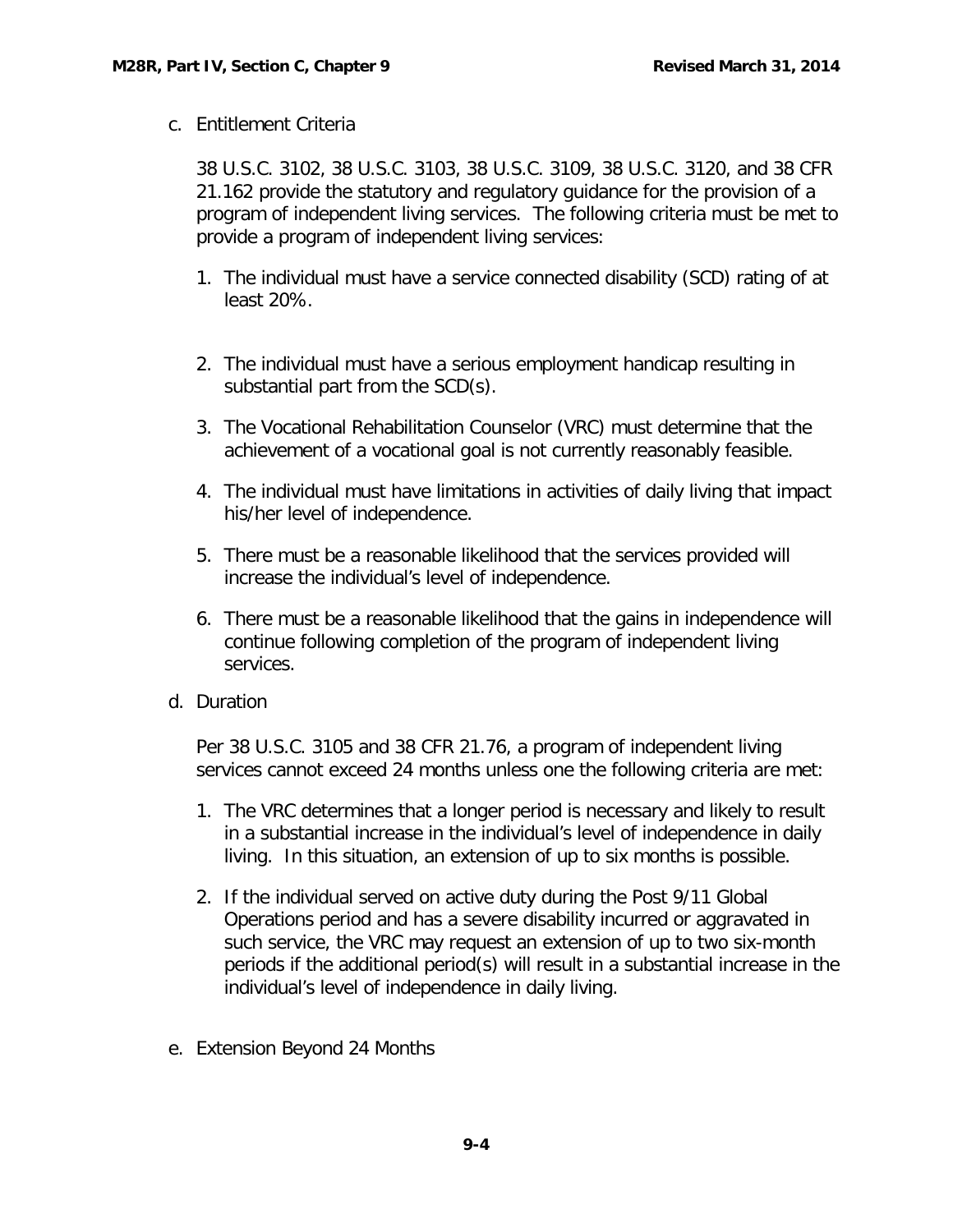c. Entitlement Criteria

38 U.S.C. 3102, 38 U.S.C. 3103, 38 U.S.C. 3109, 38 U.S.C. 3120, and 38 CFR 21.162 provide the statutory and regulatory guidance for the provision of a program of independent living services. The following criteria must be met to provide a program of independent living services:

1. The individual must have a service connected disability (SCD) rating of at least 20%.

2. The individual must have a serious employment handicap resulting in substantial part from the SCD(s).

3. The Vocational Rehabilitation Counselor (VRC) must determine that the achievement of a vocational goal is not currently reasonably feasible.

4. The individual must have limitations in activities of daily living that impact his/her level of independence.

5. There must be a reasonable likelihood that the services provided will increase the individual's level of independence.

6. There must be a reasonable likelihood that the gains in independence will continue following completion of the program of independent living services.

d. Duration

Per 38 U.S.C. 3105 and 38 CFR 21.76, a program of independent living services cannot exceed 24 months unless one the following criteria are met:

1. The VRC determines that a longer period is necessary and likely to result in a substantial increase in the individual's level of independence in daily living. In this situation, an extension of up to six months is possible.

2. If the individual served on active duty during the Post 9/11 Global Operations period and has a severe disability incurred or aggravated in such service, the VRC may request an extension of up to two six-month periods if the additional period(s) will result in a substantial increase in the individual's level of independence in daily living.

e. Extension Beyond 24 Months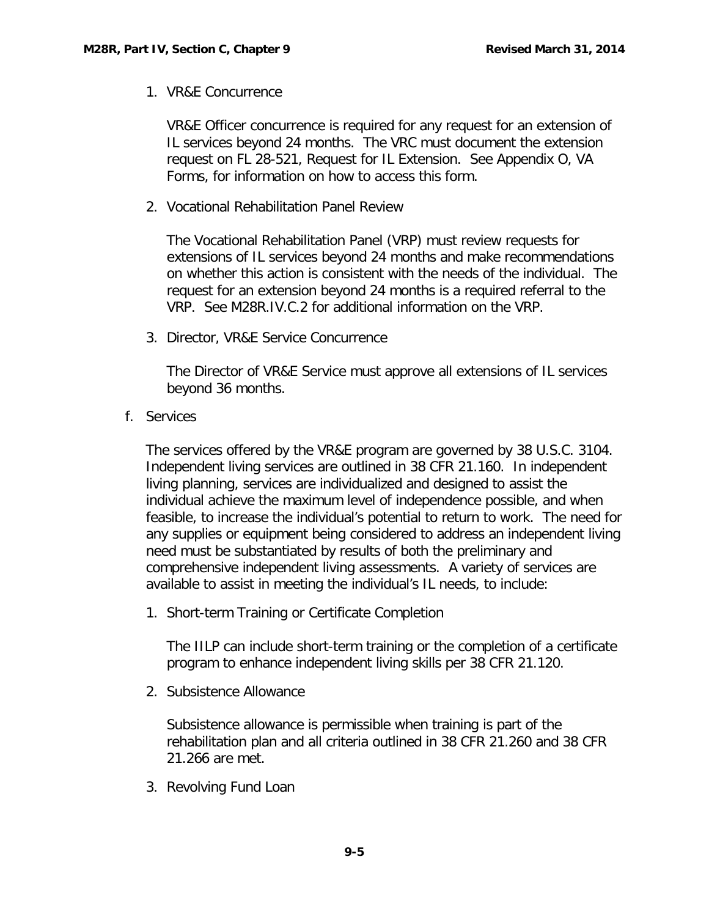1. VR&E Concurrence

   VR&E Officer concurrence is required for any request for an extension of IL services beyond 24 months. The VRC must document the extension request on FL 28-521, Request for IL Extension. See Appendix O, VA Forms, for information on how to access this form.

2. Vocational Rehabilitation Panel Review

   The Vocational Rehabilitation Panel (VRP) must review requests for extensions of IL services beyond 24 months and make recommendations on whether this action is consistent with the needs of the individual. The request for an extension beyond 24 months is a required referral to the VRP. See M28R.IV.C.2 for additional information on the VRP.

3. Director, VR&E Service Concurrence

   The Director of VR&E Service must approve all extensions of IL services beyond 36 months.

f. Services

The services offered by the VR&E program are governed by 38 U.S.C. 3104. Independent living services are outlined in 38 CFR 21.160. In independent living planning, services are individualized and designed to assist the individual achieve the maximum level of independence possible, and when feasible, to increase the individual's potential to return to work. The need for any supplies or equipment being considered to address an independent living need must be substantiated by results of both the preliminary and comprehensive independent living assessments. A variety of services are available to assist in meeting the individual's IL needs, to include:

1. Short-term Training or Certificate Completion

   The IILP can include short-term training or the completion of a certificate program to enhance independent living skills per 38 CFR 21.120.

2. Subsistence Allowance

   Subsistence allowance is permissible when training is part of the rehabilitation plan and all criteria outlined in 38 CFR 21.260 and 38 CFR 21.266 are met.

3. Revolving Fund Loan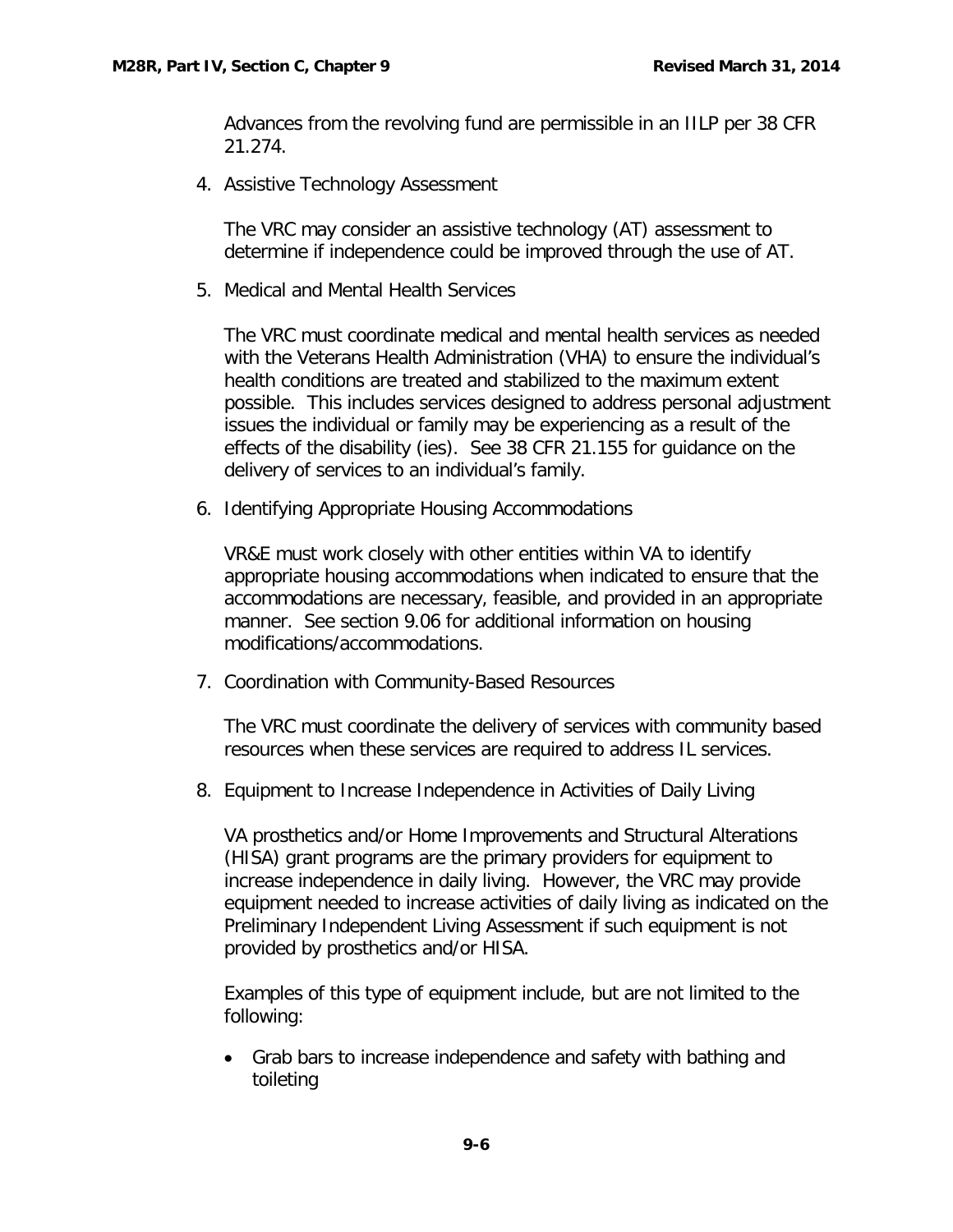Advances from the revolving fund are permissible in an IILP per 38 CFR 21.274.

4. Assistive Technology Assessment

   The VRC may consider an assistive technology (AT) assessment to determine if independence could be improved through the use of AT.

5. Medical and Mental Health Services

   The VRC must coordinate medical and mental health services as needed with the Veterans Health Administration (VHA) to ensure the individual's health conditions are treated and stabilized to the maximum extent possible. This includes services designed to address personal adjustment issues the individual or family may be experiencing as a result of the effects of the disability (ies). See 38 CFR 21.155 for guidance on the delivery of services to an individual's family.

6. Identifying Appropriate Housing Accommodations

   VR&E must work closely with other entities within VA to identify appropriate housing accommodations when indicated to ensure that the accommodations are necessary, feasible, and provided in an appropriate manner. See section 9.06 for additional information on housing modifications/accommodations.

7. Coordination with Community-Based Resources

   The VRC must coordinate the delivery of services with community based resources when these services are required to address IL services.

8. Equipment to Increase Independence in Activities of Daily Living

   VA prosthetics and/or Home Improvements and Structural Alterations (HISA) grant programs are the primary providers for equipment to increase independence in daily living. However, the VRC may provide equipment needed to increase activities of daily living as indicated on the Preliminary Independent Living Assessment if such equipment is not provided by prosthetics and/or HISA.

   Examples of this type of equipment include, but are not limited to the following:

   - Grab bars to increase independence and safety with bathing and toileting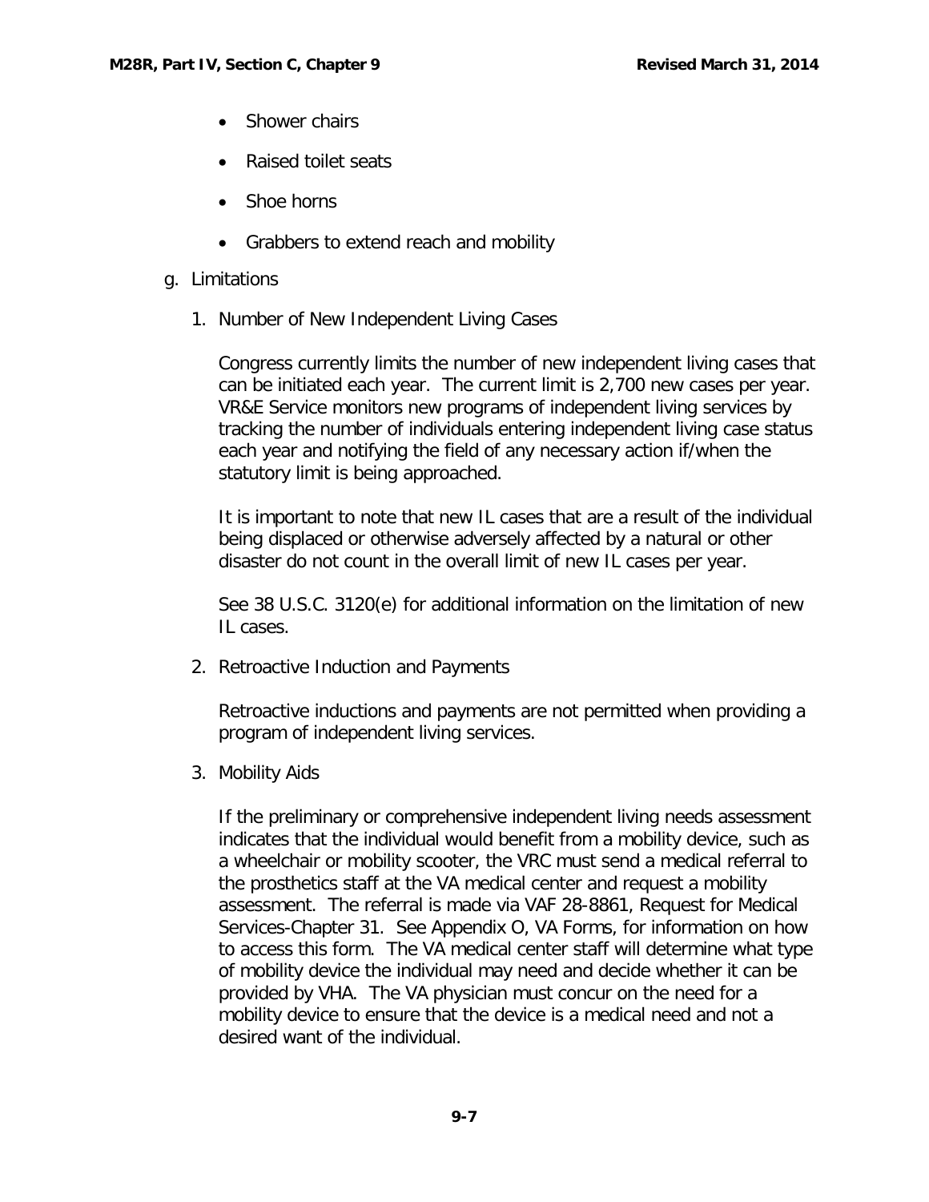- Shower chairs
- Raised toilet seats
- Shoe horns
- Grabbers to extend reach and mobility

g. Limitations

1. Number of New Independent Living Cases

   Congress currently limits the number of new independent living cases that can be initiated each year. The current limit is 2,700 new cases per year. VR&E Service monitors new programs of independent living services by tracking the number of individuals entering independent living case status each year and notifying the field of any necessary action if/when the statutory limit is being approached.

   It is important to note that new IL cases that are a result of the individual being displaced or otherwise adversely affected by a natural or other disaster do not count in the overall limit of new IL cases per year.

   See 38 U.S.C. 3120(e) for additional information on the limitation of new IL cases.

2. Retroactive Induction and Payments

   Retroactive inductions and payments are not permitted when providing a program of independent living services.

3. Mobility Aids

   If the preliminary or comprehensive independent living needs assessment indicates that the individual would benefit from a mobility device, such as a wheelchair or mobility scooter, the VRC must send a medical referral to the prosthetics staff at the VA medical center and request a mobility assessment. The referral is made via VAF 28-8861, Request for Medical Services-Chapter 31. See Appendix O, VA Forms, for information on how to access this form. The VA medical center staff will determine what type of mobility device the individual may need and decide whether it can be provided by VHA. The VA physician must concur on the need for a mobility device to ensure that the device is a medical need and not a desired want of the individual.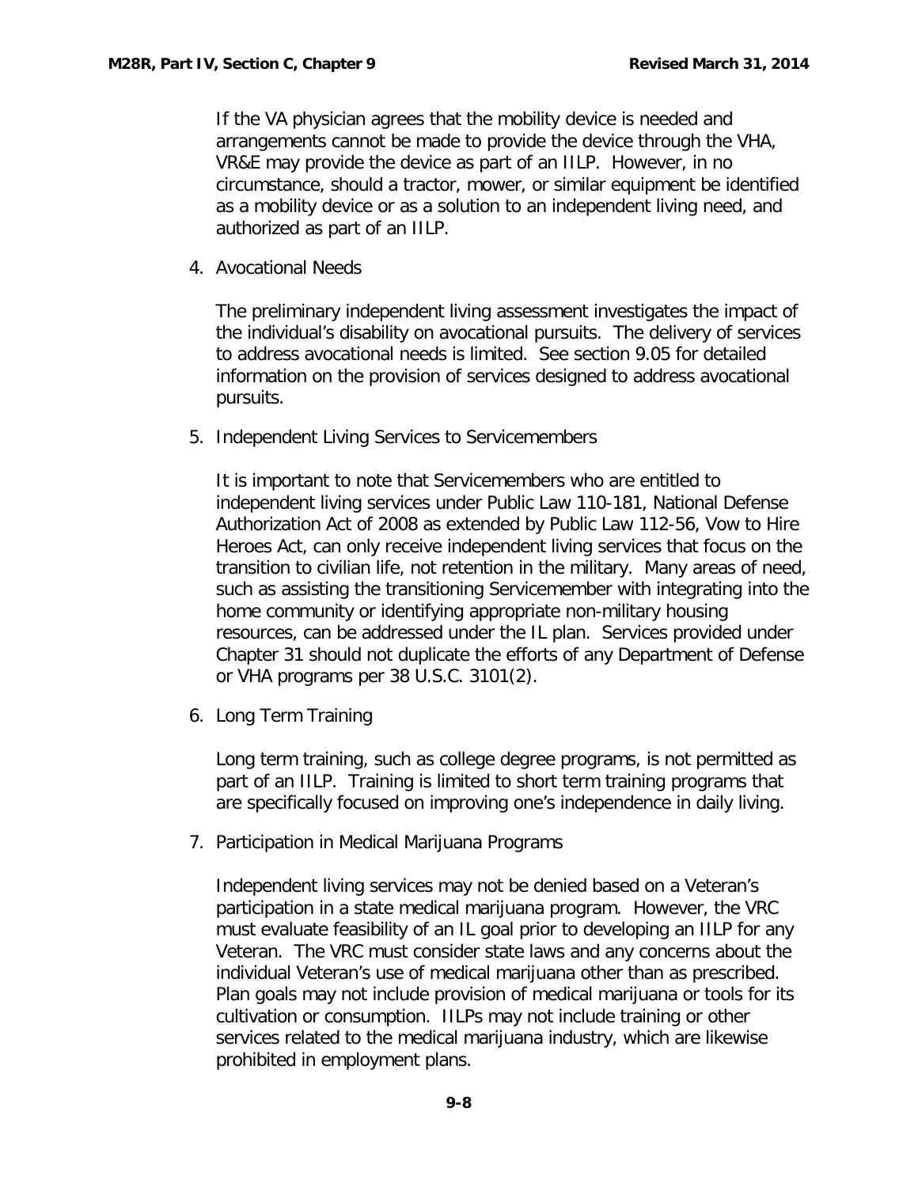If the VA physician agrees that the mobility device is needed and arrangements cannot be made to provide the device through the VHA, VR&E may provide the device as part of an IILP. However, in no circumstance, should a tractor, mower, or similar equipment be identified as a mobility device or as a solution to an independent living need, and authorized as part of an IILP.

4. Avocational Needs

   The preliminary independent living assessment investigates the impact of the individual's disability on avocational pursuits. The delivery of services to address avocational needs is limited. See section 9.05 for detailed information on the provision of services designed to address avocational pursuits.

5. Independent Living Services to Servicemembers

   It is important to note that Servicemembers who are entitled to independent living services under Public Law 110-181, National Defense Authorization Act of 2008 as extended by Public Law 112-56, Vow to Hire Heroes Act, can only receive independent living services that focus on the transition to civilian life, not retention in the military. Many areas of need, such as assisting the transitioning Servicemember with integrating into the home community or identifying appropriate non-military housing resources, can be addressed under the IL plan. Services provided under Chapter 31 should not duplicate the efforts of any Department of Defense or VHA programs per 38 U.S.C. 3101(2).

6. Long Term Training

   Long term training, such as college degree programs, is not permitted as part of an IILP. Training is limited to short term training programs that are specifically focused on improving one's independence in daily living.

7. Participation in Medical Marijuana Programs

   Independent living services may not be denied based on a Veteran's participation in a state medical marijuana program. However, the VRC must evaluate feasibility of an IL goal prior to developing an IILP for any Veteran. The VRC must consider state laws and any concerns about the individual Veteran's use of medical marijuana other than as prescribed. Plan goals may not include provision of medical marijuana or tools for its cultivation or consumption. IILPs may not include training or other services related to the medical marijuana industry, which are likewise prohibited in employment plans.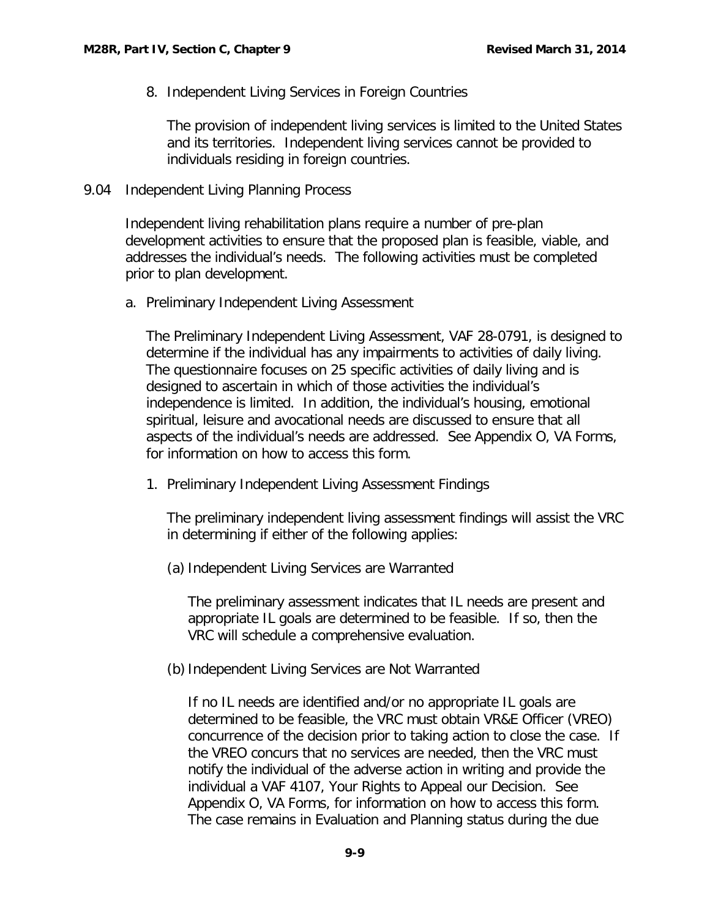8. Independent Living Services in Foreign Countries

   The provision of independent living services is limited to the United States and its territories. Independent living services cannot be provided to individuals residing in foreign countries.

## 9.04 Independent Living Planning Process

Independent living rehabilitation plans require a number of pre-plan development activities to ensure that the proposed plan is feasible, viable, and addresses the individual's needs. The following activities must be completed prior to plan development.

### a. Preliminary Independent Living Assessment

The Preliminary Independent Living Assessment, VAF 28-0791, is designed to determine if the individual has any impairments to activities of daily living. The questionnaire focuses on 25 specific activities of daily living and is designed to ascertain in which of those activities the individual's independence is limited. In addition, the individual's housing, emotional spiritual, leisure and avocational needs are discussed to ensure that all aspects of the individual's needs are addressed. See Appendix O, VA Forms, for information on how to access this form.

1. Preliminary Independent Living Assessment Findings

   The preliminary independent living assessment findings will assist the VRC in determining if either of the following applies:

   (a) Independent Living Services are Warranted

   The preliminary assessment indicates that IL needs are present and appropriate IL goals are determined to be feasible. If so, then the VRC will schedule a comprehensive evaluation.

   (b) Independent Living Services are Not Warranted

   If no IL needs are identified and/or no appropriate IL goals are determined to be feasible, the VRC must obtain VR&E Officer (VREO) concurrence of the decision prior to taking action to close the case. If the VREO concurs that no services are needed, then the VRC must notify the individual of the adverse action in writing and provide the individual a VAF 4107, Your Rights to Appeal our Decision. See Appendix O, VA Forms, for information on how to access this form. The case remains in Evaluation and Planning status during the due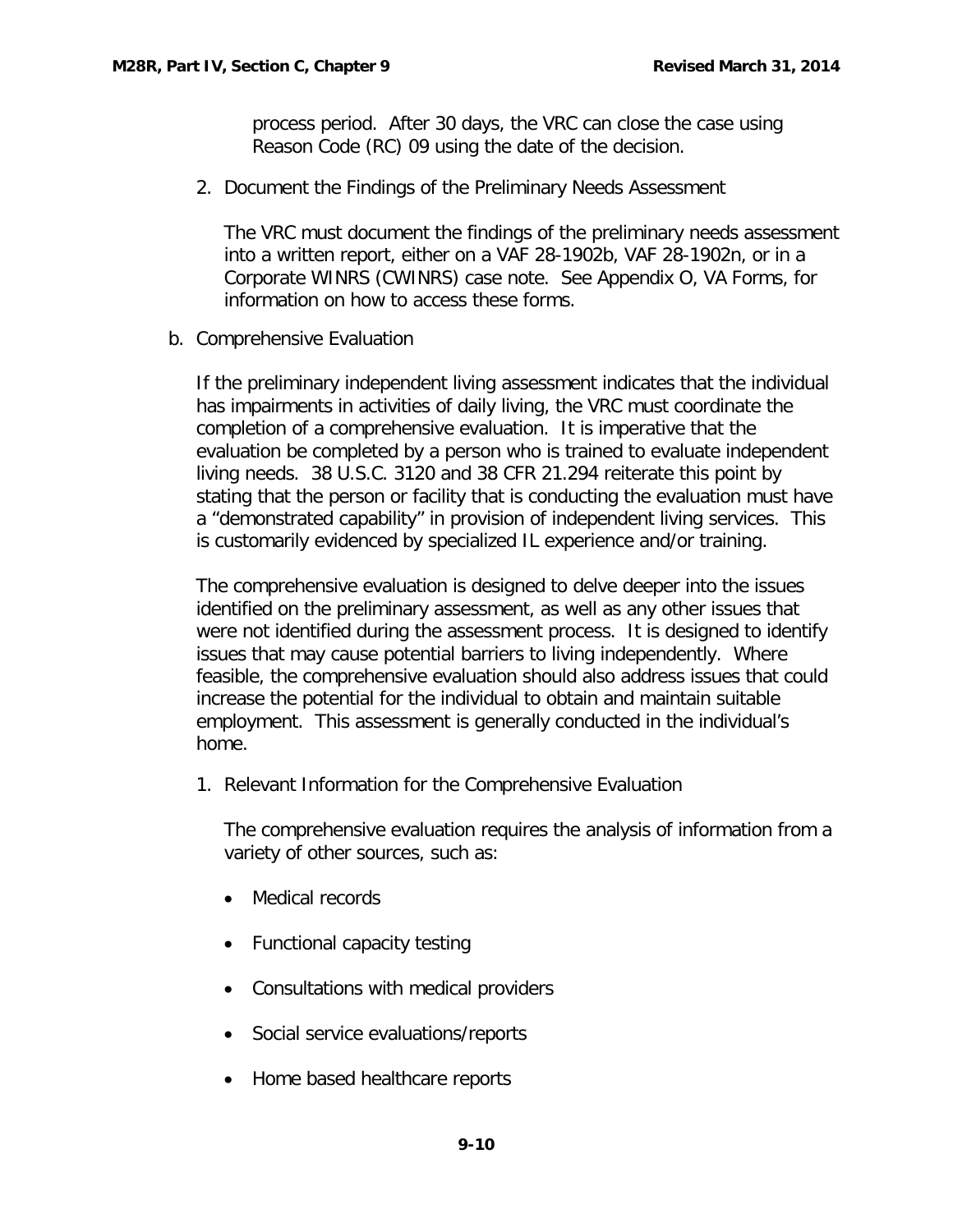process period. After 30 days, the VRC can close the case using Reason Code (RC) 09 using the date of the decision.

2. Document the Findings of the Preliminary Needs Assessment

   The VRC must document the findings of the preliminary needs assessment into a written report, either on a VAF 28-1902b, VAF 28-1902n, or in a Corporate WINRS (CWINRS) case note. See Appendix O, VA Forms, for information on how to access these forms.

b. Comprehensive Evaluation

If the preliminary independent living assessment indicates that the individual has impairments in activities of daily living, the VRC must coordinate the completion of a comprehensive evaluation. It is imperative that the evaluation be completed by a person who is trained to evaluate independent living needs. 38 U.S.C. 3120 and 38 CFR 21.294 reiterate this point by stating that the person or facility that is conducting the evaluation must have a "demonstrated capability" in provision of independent living services. This is customarily evidenced by specialized IL experience and/or training.

The comprehensive evaluation is designed to delve deeper into the issues identified on the preliminary assessment, as well as any other issues that were not identified during the assessment process. It is designed to identify issues that may cause potential barriers to living independently. Where feasible, the comprehensive evaluation should also address issues that could increase the potential for the individual to obtain and maintain suitable employment. This assessment is generally conducted in the individual's home.

1. Relevant Information for the Comprehensive Evaluation

   The comprehensive evaluation requires the analysis of information from a variety of other sources, such as:

   - Medical records
   - Functional capacity testing
   - Consultations with medical providers
   - Social service evaluations/reports
   - Home based healthcare reports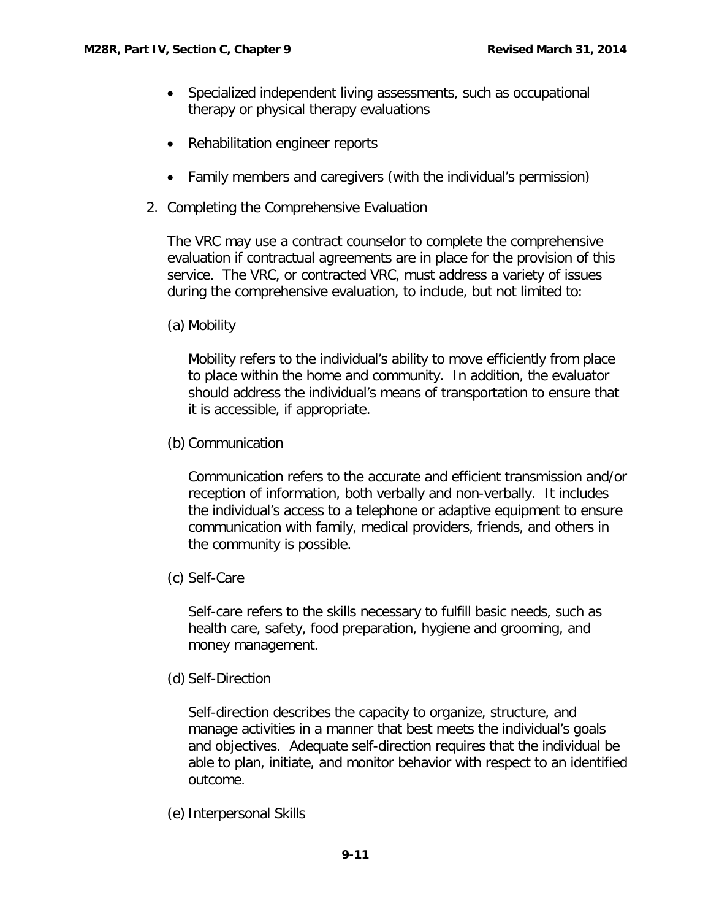- Specialized independent living assessments, such as occupational therapy or physical therapy evaluations
- Rehabilitation engineer reports
- Family members and caregivers (with the individual's permission)

2. Completing the Comprehensive Evaluation

   The VRC may use a contract counselor to complete the comprehensive evaluation if contractual agreements are in place for the provision of this service. The VRC, or contracted VRC, must address a variety of issues during the comprehensive evaluation, to include, but not limited to:

   (a) Mobility

   Mobility refers to the individual's ability to move efficiently from place to place within the home and community. In addition, the evaluator should address the individual's means of transportation to ensure that it is accessible, if appropriate.

   (b) Communication

   Communication refers to the accurate and efficient transmission and/or reception of information, both verbally and non-verbally. It includes the individual's access to a telephone or adaptive equipment to ensure communication with family, medical providers, friends, and others in the community is possible.

   (c) Self-Care

   Self-care refers to the skills necessary to fulfill basic needs, such as health care, safety, food preparation, hygiene and grooming, and money management.

   (d) Self-Direction

   Self-direction describes the capacity to organize, structure, and manage activities in a manner that best meets the individual's goals and objectives. Adequate self-direction requires that the individual be able to plan, initiate, and monitor behavior with respect to an identified outcome.

   (e) Interpersonal Skills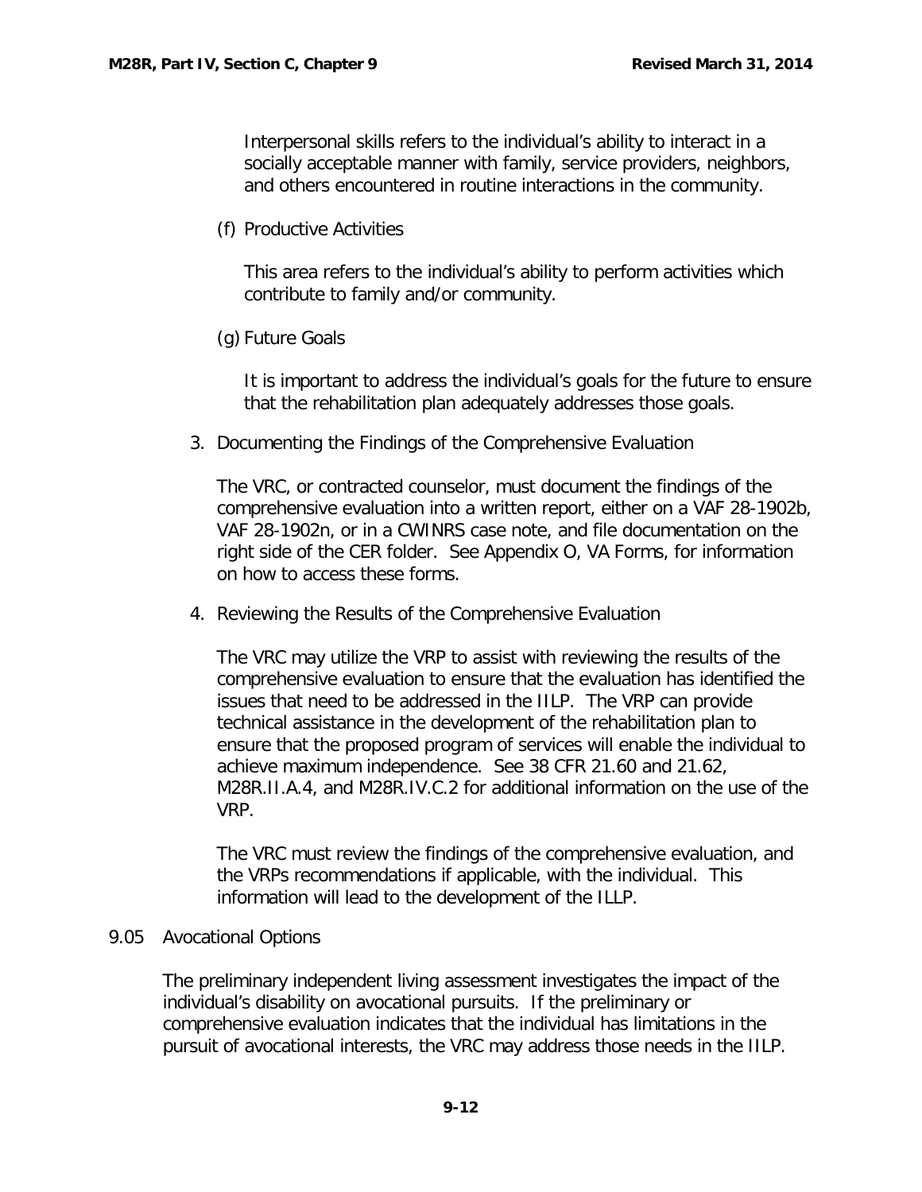Interpersonal skills refers to the individual's ability to interact in a socially acceptable manner with family, service providers, neighbors, and others encountered in routine interactions in the community.

(f) Productive Activities

This area refers to the individual's ability to perform activities which contribute to family and/or community.

(g) Future Goals

It is important to address the individual's goals for the future to ensure that the rehabilitation plan adequately addresses those goals.

3. Documenting the Findings of the Comprehensive Evaluation

The VRC, or contracted counselor, must document the findings of the comprehensive evaluation into a written report, either on a VAF 28-1902b, VAF 28-1902n, or in a CWINRS case note, and file documentation on the right side of the CER folder. See Appendix O, VA Forms, for information on how to access these forms.

4. Reviewing the Results of the Comprehensive Evaluation

The VRC may utilize the VRP to assist with reviewing the results of the comprehensive evaluation to ensure that the evaluation has identified the issues that need to be addressed in the IILP. The VRP can provide technical assistance in the development of the rehabilitation plan to ensure that the proposed program of services will enable the individual to achieve maximum independence. See 38 CFR 21.60 and 21.62, M28R.II.A.4, and M28R.IV.C.2 for additional information on the use of the VRP.

The VRC must review the findings of the comprehensive evaluation, and the VRPs recommendations if applicable, with the individual. This information will lead to the development of the ILLP.

## 9.05 Avocational Options

The preliminary independent living assessment investigates the impact of the individual's disability on avocational pursuits. If the preliminary or comprehensive evaluation indicates that the individual has limitations in the pursuit of avocational interests, the VRC may address those needs in the IILP.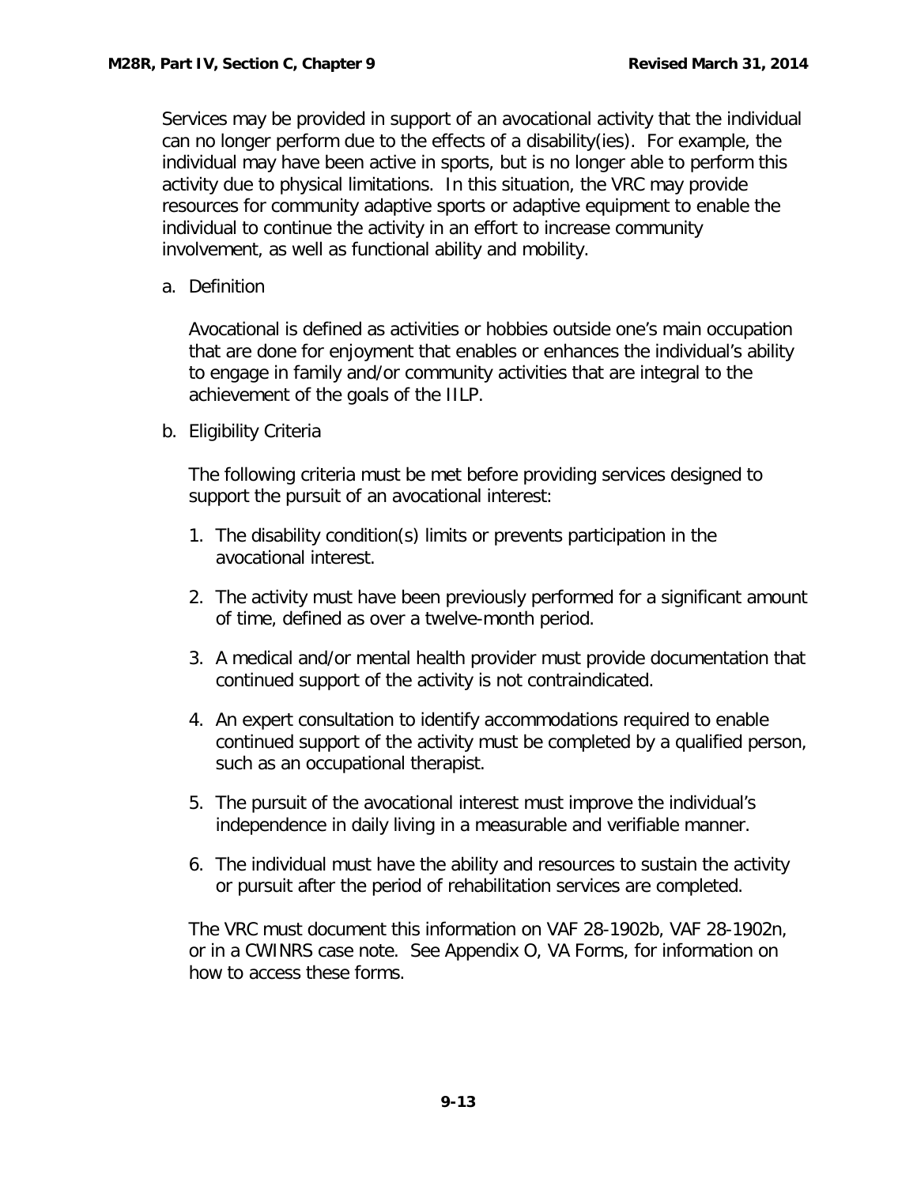Services may be provided in support of an avocational activity that the individual can no longer perform due to the effects of a disability(ies). For example, the individual may have been active in sports, but is no longer able to perform this activity due to physical limitations. In this situation, the VRC may provide resources for community adaptive sports or adaptive equipment to enable the individual to continue the activity in an effort to increase community involvement, as well as functional ability and mobility.

a. Definition

Avocational is defined as activities or hobbies outside one's main occupation that are done for enjoyment that enables or enhances the individual's ability to engage in family and/or community activities that are integral to the achievement of the goals of the IILP.

b. Eligibility Criteria

The following criteria must be met before providing services designed to support the pursuit of an avocational interest:

1. The disability condition(s) limits or prevents participation in the avocational interest.
2. The activity must have been previously performed for a significant amount of time, defined as over a twelve-month period.
3. A medical and/or mental health provider must provide documentation that continued support of the activity is not contraindicated.
4. An expert consultation to identify accommodations required to enable continued support of the activity must be completed by a qualified person, such as an occupational therapist.
5. The pursuit of the avocational interest must improve the individual's independence in daily living in a measurable and verifiable manner.
6. The individual must have the ability and resources to sustain the activity or pursuit after the period of rehabilitation services are completed.

The VRC must document this information on VAF 28-1902b, VAF 28-1902n, or in a CWINRS case note. See Appendix O, VA Forms, for information on how to access these forms.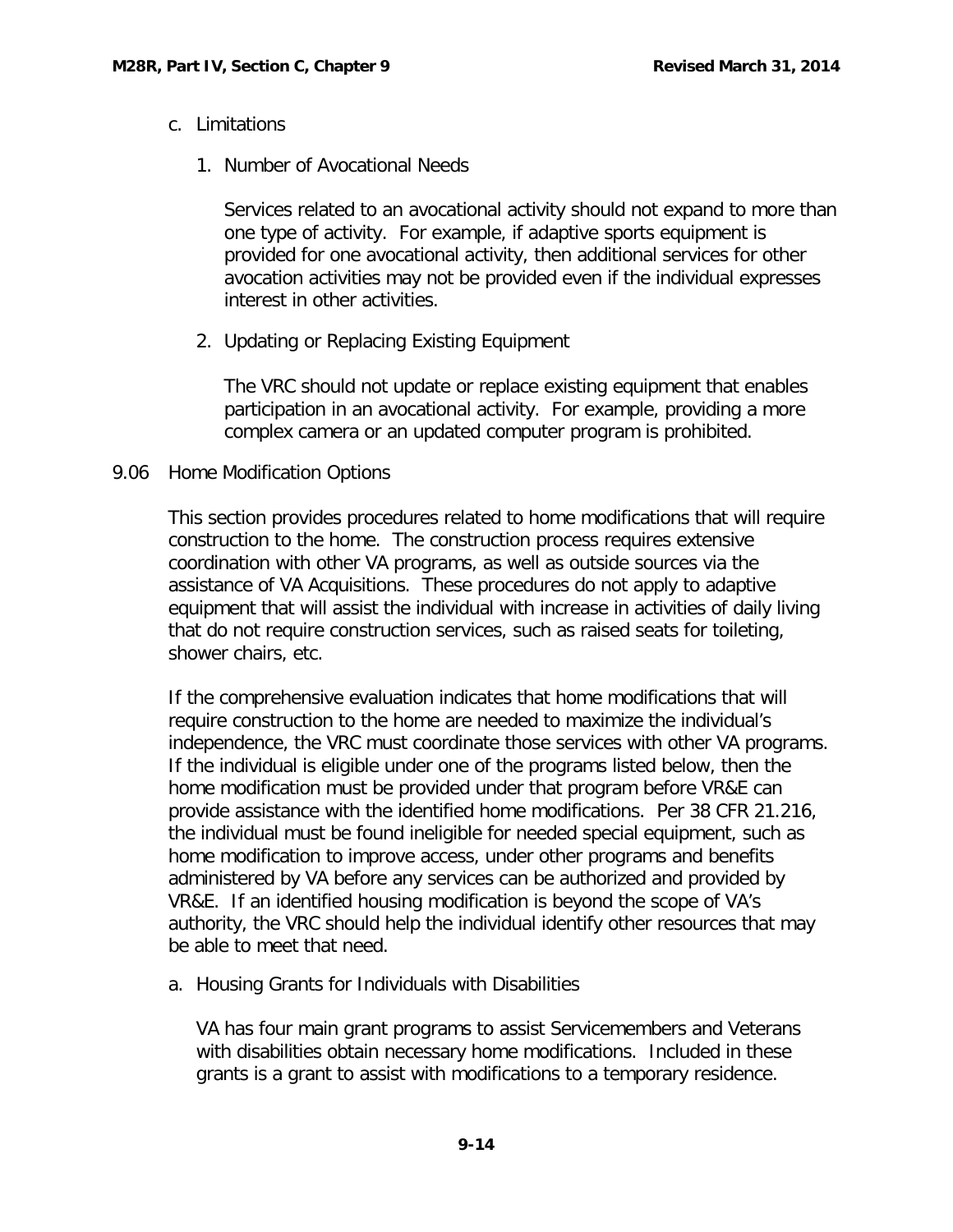c. Limitations

1. Number of Avocational Needs

Services related to an avocational activity should not expand to more than one type of activity. For example, if adaptive sports equipment is provided for one avocational activity, then additional services for other avocation activities may not be provided even if the individual expresses interest in other activities.

2. Updating or Replacing Existing Equipment

The VRC should not update or replace existing equipment that enables participation in an avocational activity. For example, providing a more complex camera or an updated computer program is prohibited.

## 9.06 Home Modification Options

This section provides procedures related to home modifications that will require construction to the home. The construction process requires extensive coordination with other VA programs, as well as outside sources via the assistance of VA Acquisitions. These procedures do not apply to adaptive equipment that will assist the individual with increase in activities of daily living that do not require construction services, such as raised seats for toileting, shower chairs, etc.

If the comprehensive evaluation indicates that home modifications that will require construction to the home are needed to maximize the individual's independence, the VRC must coordinate those services with other VA programs. If the individual is eligible under one of the programs listed below, then the home modification must be provided under that program before VR&E can provide assistance with the identified home modifications. Per 38 CFR 21.216, the individual must be found ineligible for needed special equipment, such as home modification to improve access, under other programs and benefits administered by VA before any services can be authorized and provided by VR&E. If an identified housing modification is beyond the scope of VA's authority, the VRC should help the individual identify other resources that may be able to meet that need.

a. Housing Grants for Individuals with Disabilities

VA has four main grant programs to assist Servicemembers and Veterans with disabilities obtain necessary home modifications. Included in these grants is a grant to assist with modifications to a temporary residence.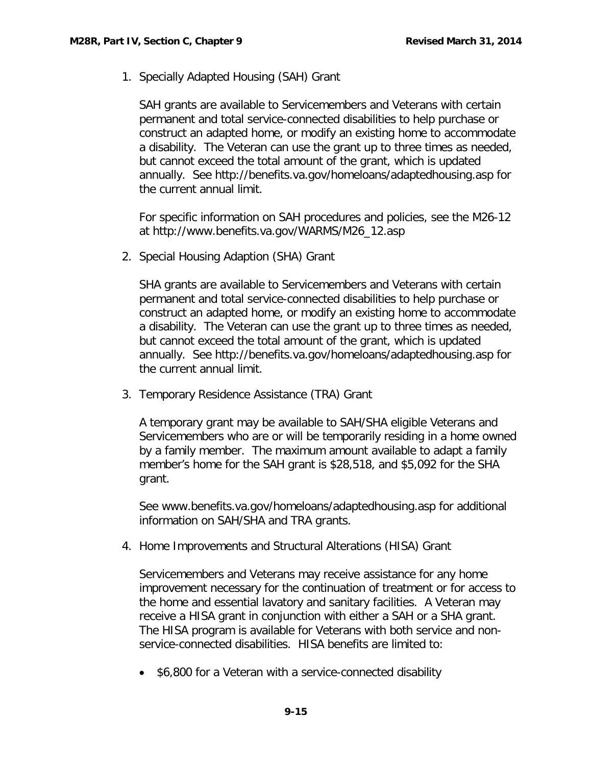1. Specially Adapted Housing (SAH) Grant

   SAH grants are available to Servicemembers and Veterans with certain permanent and total service-connected disabilities to help purchase or construct an adapted home, or modify an existing home to accommodate a disability. The Veteran can use the grant up to three times as needed, but cannot exceed the total amount of the grant, which is updated annually. See http://benefits.va.gov/homeloans/adaptedhousing.asp for the current annual limit.

   For specific information on SAH procedures and policies, see the M26-12 at http://www.benefits.va.gov/WARMS/M26_12.asp

2. Special Housing Adaption (SHA) Grant

   SHA grants are available to Servicemembers and Veterans with certain permanent and total service-connected disabilities to help purchase or construct an adapted home, or modify an existing home to accommodate a disability. The Veteran can use the grant up to three times as needed, but cannot exceed the total amount of the grant, which is updated annually. See http://benefits.va.gov/homeloans/adaptedhousing.asp for the current annual limit.

3. Temporary Residence Assistance (TRA) Grant

   A temporary grant may be available to SAH/SHA eligible Veterans and Servicemembers who are or will be temporarily residing in a home owned by a family member. The maximum amount available to adapt a family member's home for the SAH grant is $28,518, and $5,092 for the SHA grant.

   See www.benefits.va.gov/homeloans/adaptedhousing.asp for additional information on SAH/SHA and TRA grants.

4. Home Improvements and Structural Alterations (HISA) Grant

   Servicemembers and Veterans may receive assistance for any home improvement necessary for the continuation of treatment or for access to the home and essential lavatory and sanitary facilities. A Veteran may receive a HISA grant in conjunction with either a SAH or a SHA grant. The HISA program is available for Veterans with both service and non-service-connected disabilities. HISA benefits are limited to:

   - $6,800 for a Veteran with a service-connected disability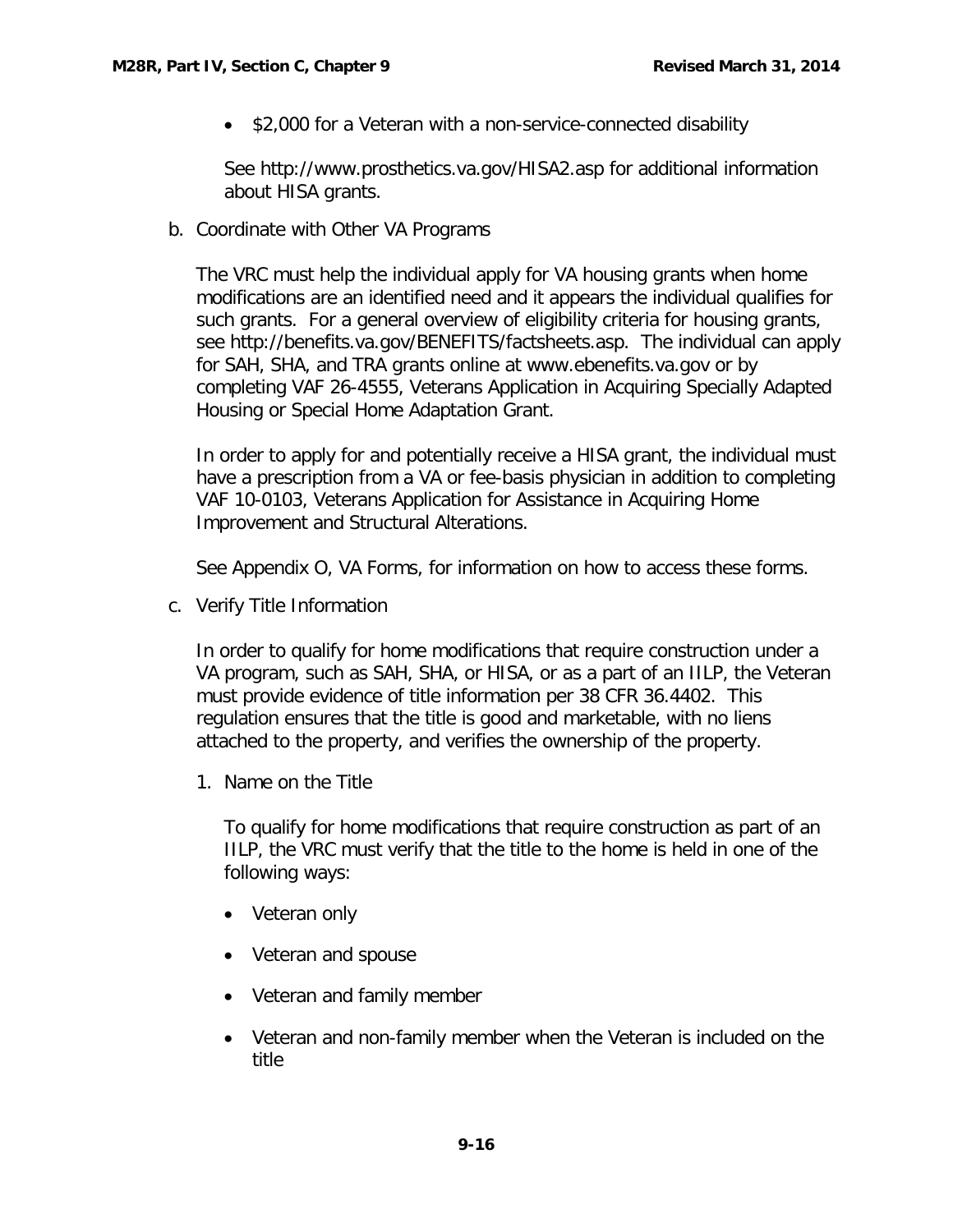- $2,000 for a Veteran with a non-service-connected disability

See http://www.prosthetics.va.gov/HISA2.asp for additional information about HISA grants.

b. Coordinate with Other VA Programs

The VRC must help the individual apply for VA housing grants when home modifications are an identified need and it appears the individual qualifies for such grants. For a general overview of eligibility criteria for housing grants, see http://benefits.va.gov/BENEFITS/factsheets.asp. The individual can apply for SAH, SHA, and TRA grants online at www.ebenefits.va.gov or by completing VAF 26-4555, Veterans Application in Acquiring Specially Adapted Housing or Special Home Adaptation Grant.

In order to apply for and potentially receive a HISA grant, the individual must have a prescription from a VA or fee-basis physician in addition to completing VAF 10-0103, Veterans Application for Assistance in Acquiring Home Improvement and Structural Alterations.

See Appendix O, VA Forms, for information on how to access these forms.

c. Verify Title Information

In order to qualify for home modifications that require construction under a VA program, such as SAH, SHA, or HISA, or as a part of an IILP, the Veteran must provide evidence of title information per 38 CFR 36.4402. This regulation ensures that the title is good and marketable, with no liens attached to the property, and verifies the ownership of the property.

1. Name on the Title

To qualify for home modifications that require construction as part of an IILP, the VRC must verify that the title to the home is held in one of the following ways:

- Veteran only
- Veteran and spouse
- Veteran and family member
- Veteran and non-family member when the Veteran is included on the title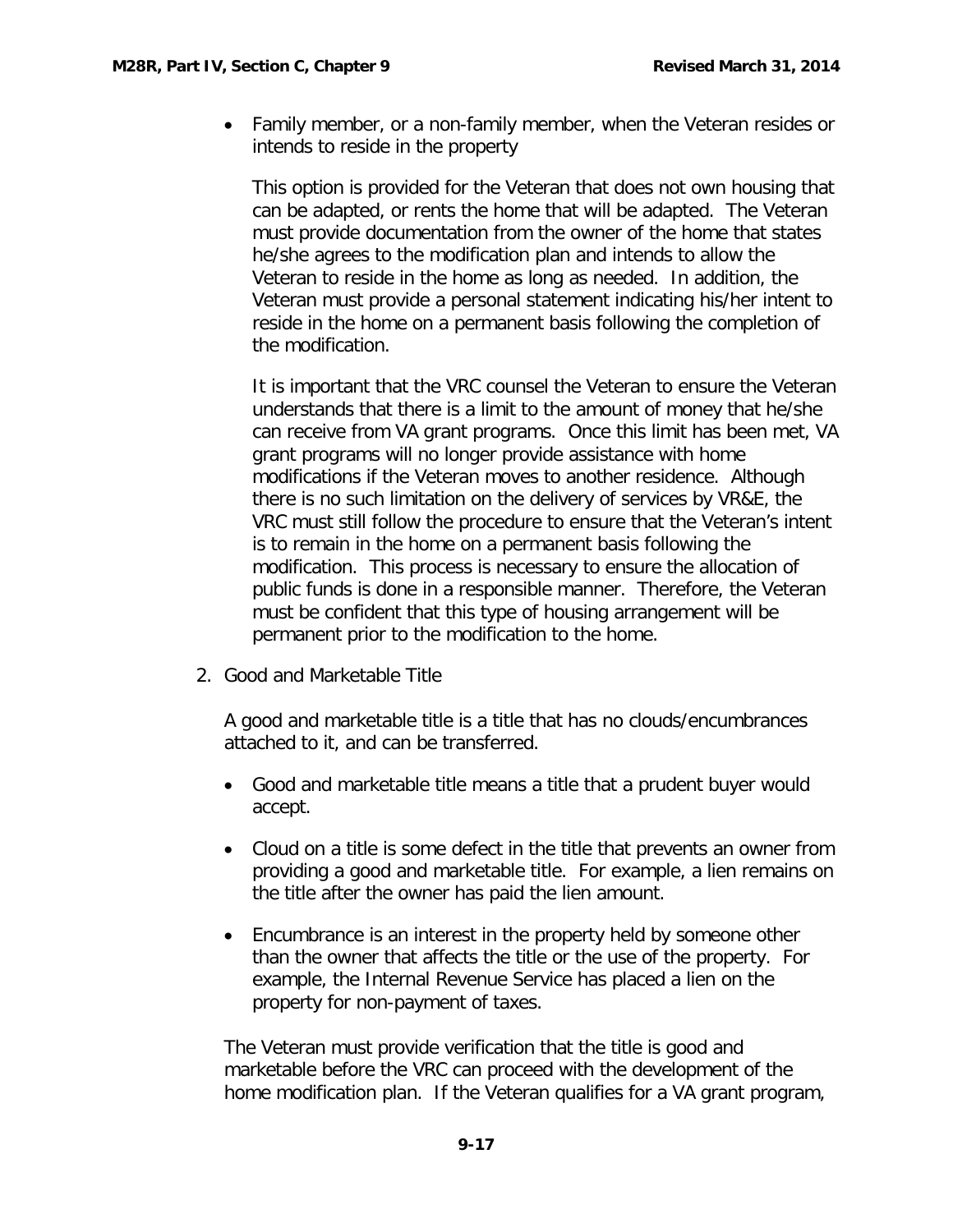- Family member, or a non-family member, when the Veteran resides or intends to reside in the property

  This option is provided for the Veteran that does not own housing that can be adapted, or rents the home that will be adapted. The Veteran must provide documentation from the owner of the home that states he/she agrees to the modification plan and intends to allow the Veteran to reside in the home as long as needed. In addition, the Veteran must provide a personal statement indicating his/her intent to reside in the home on a permanent basis following the completion of the modification.

  It is important that the VRC counsel the Veteran to ensure the Veteran understands that there is a limit to the amount of money that he/she can receive from VA grant programs. Once this limit has been met, VA grant programs will no longer provide assistance with home modifications if the Veteran moves to another residence. Although there is no such limitation on the delivery of services by VR&E, the VRC must still follow the procedure to ensure that the Veteran's intent is to remain in the home on a permanent basis following the modification. This process is necessary to ensure the allocation of public funds is done in a responsible manner. Therefore, the Veteran must be confident that this type of housing arrangement will be permanent prior to the modification to the home.

2. Good and Marketable Title

   A good and marketable title is a title that has no clouds/encumbrances attached to it, and can be transferred.

   - Good and marketable title means a title that a prudent buyer would accept.

   - Cloud on a title is some defect in the title that prevents an owner from providing a good and marketable title. For example, a lien remains on the title after the owner has paid the lien amount.

   - Encumbrance is an interest in the property held by someone other than the owner that affects the title or the use of the property. For example, the Internal Revenue Service has placed a lien on the property for non-payment of taxes.

   The Veteran must provide verification that the title is good and marketable before the VRC can proceed with the development of the home modification plan. If the Veteran qualifies for a VA grant program,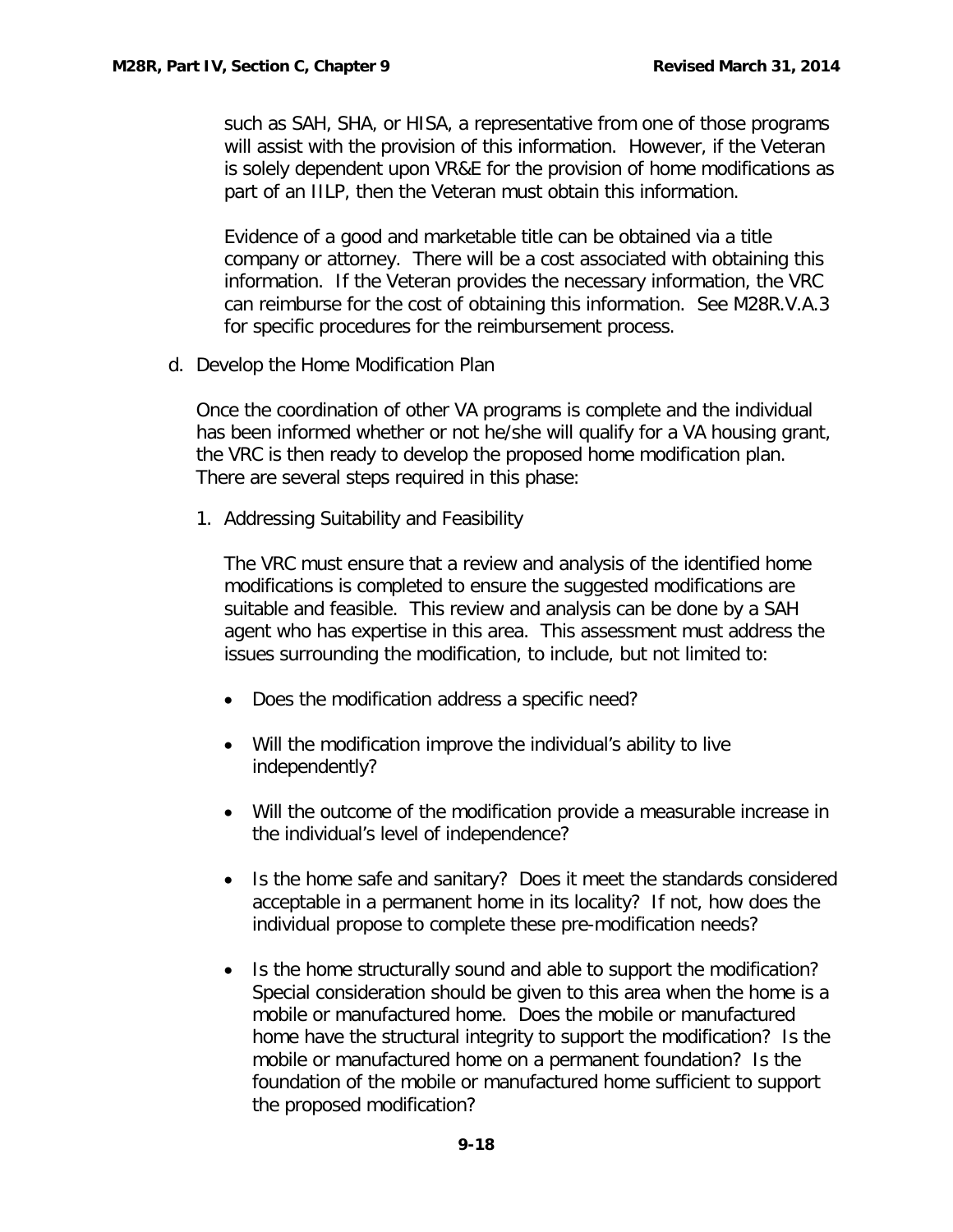such as SAH, SHA, or HISA, a representative from one of those programs will assist with the provision of this information. However, if the Veteran is solely dependent upon VR&E for the provision of home modifications as part of an IILP, then the Veteran must obtain this information.

Evidence of a good and marketable title can be obtained via a title company or attorney. There will be a cost associated with obtaining this information. If the Veteran provides the necessary information, the VRC can reimburse for the cost of obtaining this information. See M28R.V.A.3 for specific procedures for the reimbursement process.

d. Develop the Home Modification Plan

Once the coordination of other VA programs is complete and the individual has been informed whether or not he/she will qualify for a VA housing grant, the VRC is then ready to develop the proposed home modification plan. There are several steps required in this phase:

1. Addressing Suitability and Feasibility

The VRC must ensure that a review and analysis of the identified home modifications is completed to ensure the suggested modifications are suitable and feasible. This review and analysis can be done by a SAH agent who has expertise in this area. This assessment must address the issues surrounding the modification, to include, but not limited to:

- Does the modification address a specific need?
- Will the modification improve the individual's ability to live independently?
- Will the outcome of the modification provide a measurable increase in the individual's level of independence?
- Is the home safe and sanitary? Does it meet the standards considered acceptable in a permanent home in its locality? If not, how does the individual propose to complete these pre-modification needs?
- Is the home structurally sound and able to support the modification? Special consideration should be given to this area when the home is a mobile or manufactured home. Does the mobile or manufactured home have the structural integrity to support the modification? Is the mobile or manufactured home on a permanent foundation? Is the foundation of the mobile or manufactured home sufficient to support the proposed modification?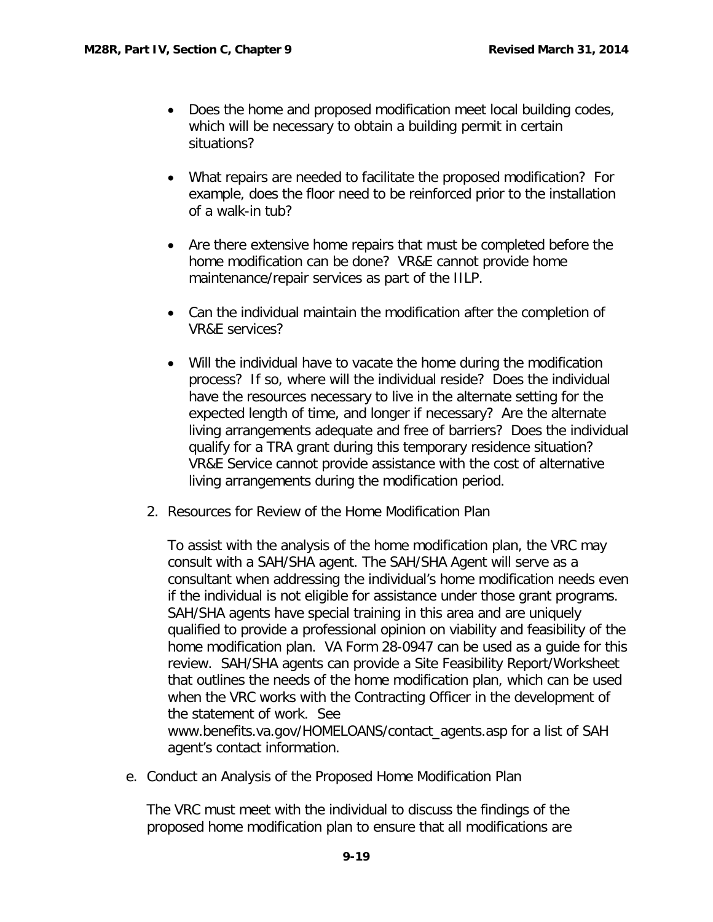- Does the home and proposed modification meet local building codes, which will be necessary to obtain a building permit in certain situations?

- What repairs are needed to facilitate the proposed modification? For example, does the floor need to be reinforced prior to the installation of a walk-in tub?

- Are there extensive home repairs that must be completed before the home modification can be done? VR&E cannot provide home maintenance/repair services as part of the IILP.

- Can the individual maintain the modification after the completion of VR&E services?

- Will the individual have to vacate the home during the modification process? If so, where will the individual reside? Does the individual have the resources necessary to live in the alternate setting for the expected length of time, and longer if necessary? Are the alternate living arrangements adequate and free of barriers? Does the individual qualify for a TRA grant during this temporary residence situation? VR&E Service cannot provide assistance with the cost of alternative living arrangements during the modification period.

2. Resources for Review of the Home Modification Plan

   To assist with the analysis of the home modification plan, the VRC may consult with a SAH/SHA agent. The SAH/SHA Agent will serve as a consultant when addressing the individual's home modification needs even if the individual is not eligible for assistance under those grant programs. SAH/SHA agents have special training in this area and are uniquely qualified to provide a professional opinion on viability and feasibility of the home modification plan. VA Form 28-0947 can be used as a guide for this review. SAH/SHA agents can provide a Site Feasibility Report/Worksheet that outlines the needs of the home modification plan, which can be used when the VRC works with the Contracting Officer in the development of the statement of work. See www.benefits.va.gov/HOMELOANS/contact_agents.asp for a list of SAH agent's contact information.

e. Conduct an Analysis of the Proposed Home Modification Plan

   The VRC must meet with the individual to discuss the findings of the proposed home modification plan to ensure that all modifications are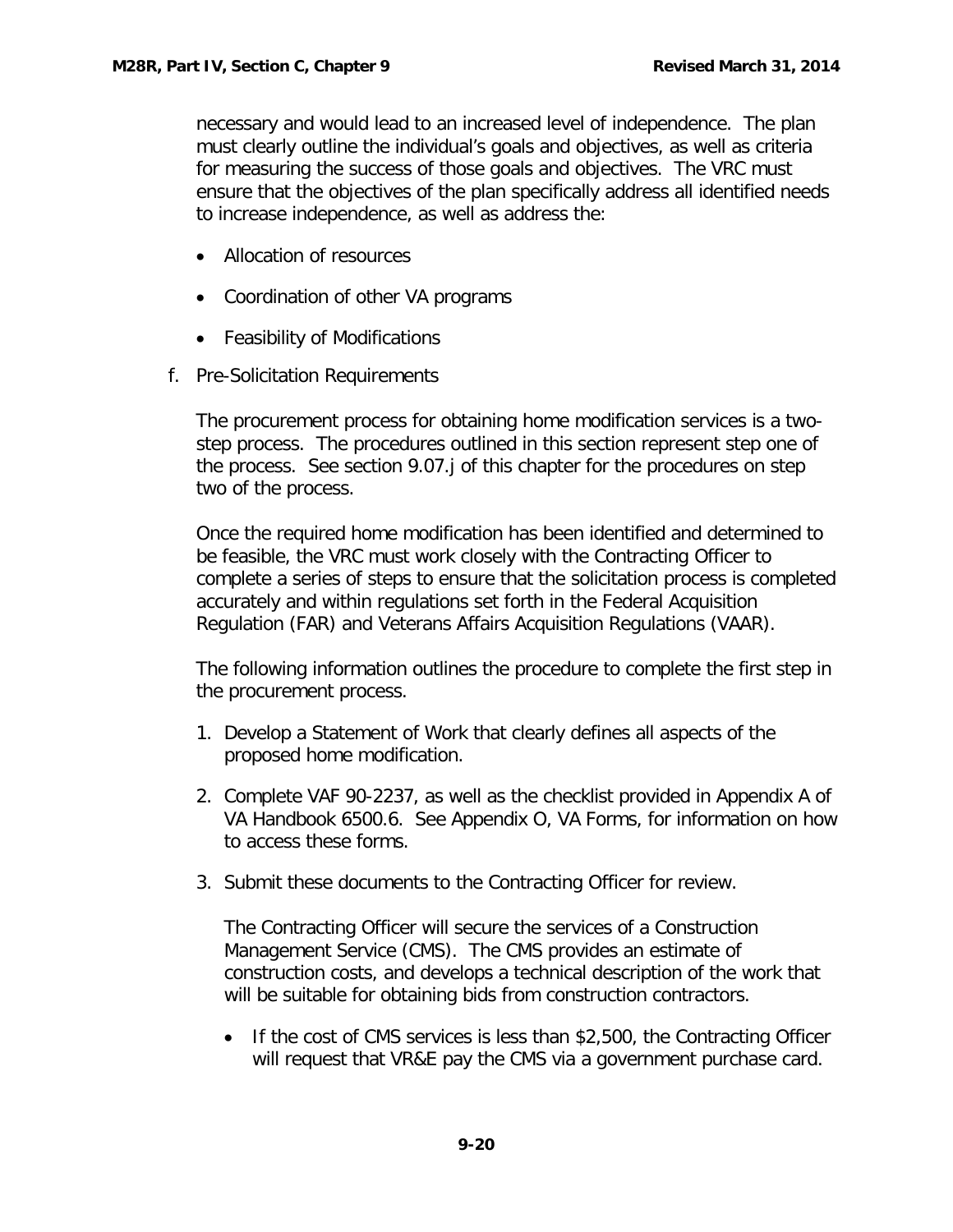necessary and would lead to an increased level of independence. The plan must clearly outline the individual's goals and objectives, as well as criteria for measuring the success of those goals and objectives. The VRC must ensure that the objectives of the plan specifically address all identified needs to increase independence, as well as address the:

- Allocation of resources
- Coordination of other VA programs
- Feasibility of Modifications

f. Pre-Solicitation Requirements

The procurement process for obtaining home modification services is a two-step process. The procedures outlined in this section represent step one of the process. See section 9.07.j of this chapter for the procedures on step two of the process.

Once the required home modification has been identified and determined to be feasible, the VRC must work closely with the Contracting Officer to complete a series of steps to ensure that the solicitation process is completed accurately and within regulations set forth in the Federal Acquisition Regulation (FAR) and Veterans Affairs Acquisition Regulations (VAAR).

The following information outlines the procedure to complete the first step in the procurement process.

1. Develop a Statement of Work that clearly defines all aspects of the proposed home modification.
2. Complete VAF 90-2237, as well as the checklist provided in Appendix A of VA Handbook 6500.6. See Appendix O, VA Forms, for information on how to access these forms.
3. Submit these documents to the Contracting Officer for review.

   The Contracting Officer will secure the services of a Construction Management Service (CMS). The CMS provides an estimate of construction costs, and develops a technical description of the work that will be suitable for obtaining bids from construction contractors.

   - If the cost of CMS services is less than $2,500, the Contracting Officer will request that VR&E pay the CMS via a government purchase card.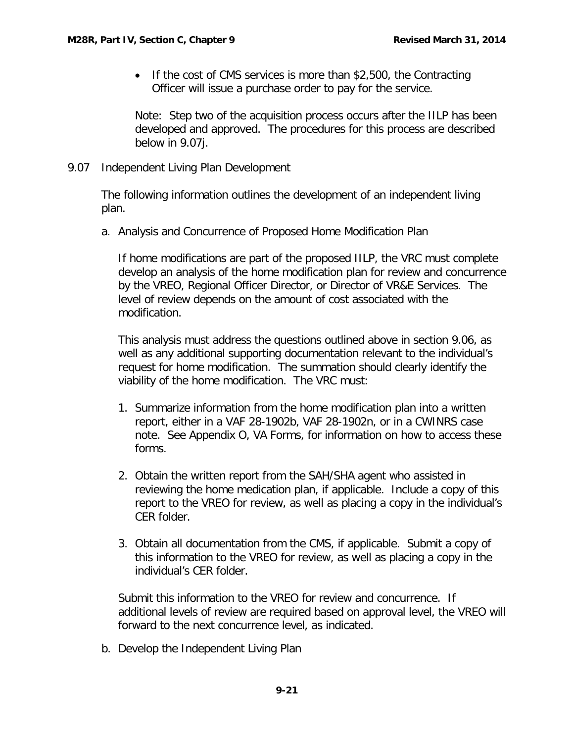- If the cost of CMS services is more than $2,500, the Contracting Officer will issue a purchase order to pay for the service.

Note: Step two of the acquisition process occurs after the IILP has been developed and approved. The procedures for this process are described below in 9.07j.

## 9.07 Independent Living Plan Development

The following information outlines the development of an independent living plan.

a. Analysis and Concurrence of Proposed Home Modification Plan

If home modifications are part of the proposed IILP, the VRC must complete develop an analysis of the home modification plan for review and concurrence by the VREO, Regional Officer Director, or Director of VR&E Services. The level of review depends on the amount of cost associated with the modification.

This analysis must address the questions outlined above in section 9.06, as well as any additional supporting documentation relevant to the individual's request for home modification. The summation should clearly identify the viability of the home modification. The VRC must:

1. Summarize information from the home modification plan into a written report, either in a VAF 28-1902b, VAF 28-1902n, or in a CWINRS case note. See Appendix O, VA Forms, for information on how to access these forms.
2. Obtain the written report from the SAH/SHA agent who assisted in reviewing the home medication plan, if applicable. Include a copy of this report to the VREO for review, as well as placing a copy in the individual's CER folder.
3. Obtain all documentation from the CMS, if applicable. Submit a copy of this information to the VREO for review, as well as placing a copy in the individual's CER folder.

Submit this information to the VREO for review and concurrence. If additional levels of review are required based on approval level, the VREO will forward to the next concurrence level, as indicated.

b. Develop the Independent Living Plan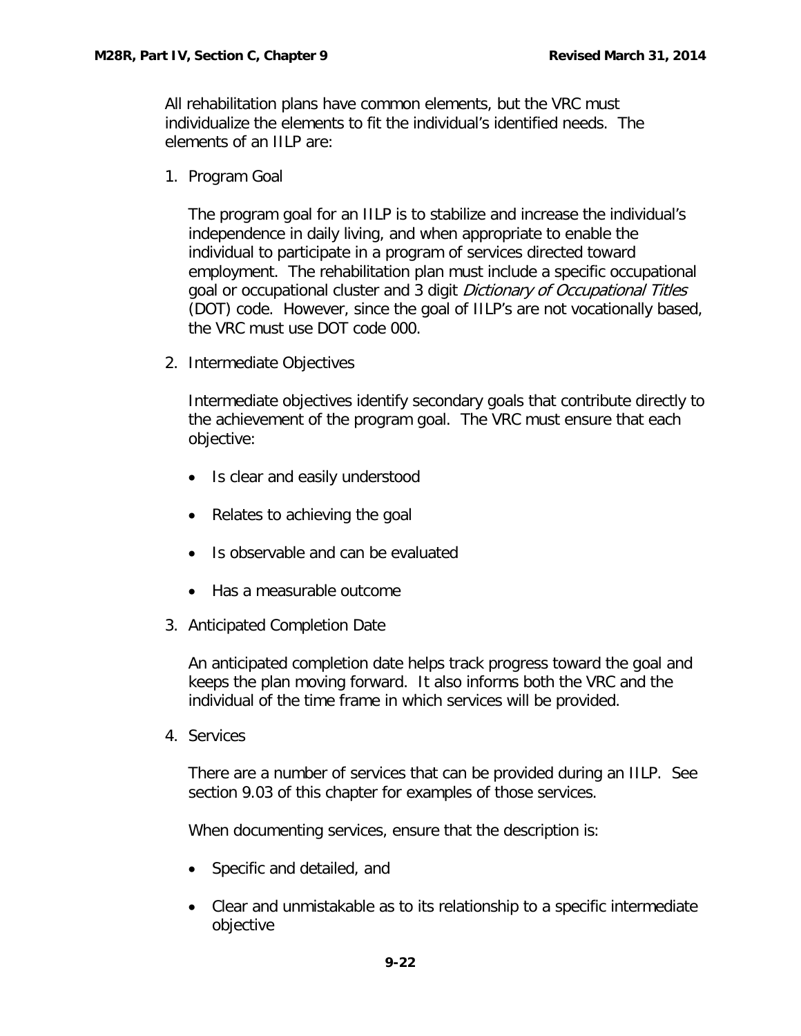All rehabilitation plans have common elements, but the VRC must individualize the elements to fit the individual's identified needs. The elements of an IILP are:

1. Program Goal

   The program goal for an IILP is to stabilize and increase the individual's independence in daily living, and when appropriate to enable the individual to participate in a program of services directed toward employment. The rehabilitation plan must include a specific occupational goal or occupational cluster and 3 digit *Dictionary of Occupational Titles* (DOT) code. However, since the goal of IILP's are not vocationally based, the VRC must use DOT code 000.

2. Intermediate Objectives

   Intermediate objectives identify secondary goals that contribute directly to the achievement of the program goal. The VRC must ensure that each objective:

   - Is clear and easily understood
   - Relates to achieving the goal
   - Is observable and can be evaluated
   - Has a measurable outcome

3. Anticipated Completion Date

   An anticipated completion date helps track progress toward the goal and keeps the plan moving forward. It also informs both the VRC and the individual of the time frame in which services will be provided.

4. Services

   There are a number of services that can be provided during an IILP. See section 9.03 of this chapter for examples of those services.

   When documenting services, ensure that the description is:

   - Specific and detailed, and
   - Clear and unmistakable as to its relationship to a specific intermediate objective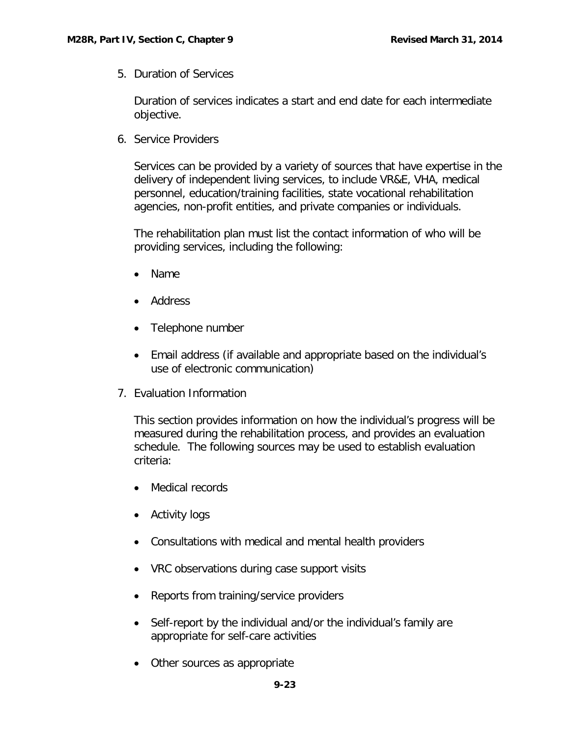5. Duration of Services

   Duration of services indicates a start and end date for each intermediate objective.

6. Service Providers

   Services can be provided by a variety of sources that have expertise in the delivery of independent living services, to include VR&E, VHA, medical personnel, education/training facilities, state vocational rehabilitation agencies, non-profit entities, and private companies or individuals.

   The rehabilitation plan must list the contact information of who will be providing services, including the following:

   - Name
   - Address
   - Telephone number
   - Email address (if available and appropriate based on the individual's use of electronic communication)

7. Evaluation Information

   This section provides information on how the individual's progress will be measured during the rehabilitation process, and provides an evaluation schedule. The following sources may be used to establish evaluation criteria:

   - Medical records
   - Activity logs
   - Consultations with medical and mental health providers
   - VRC observations during case support visits
   - Reports from training/service providers
   - Self-report by the individual and/or the individual's family are appropriate for self-care activities
   - Other sources as appropriate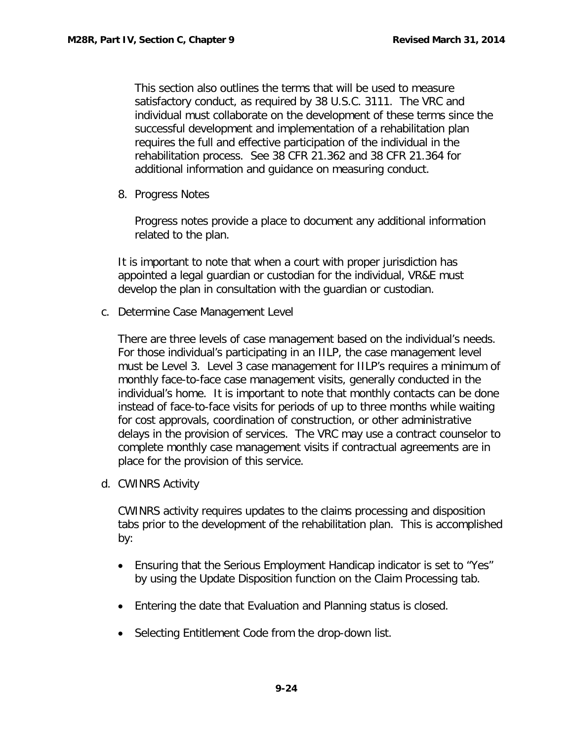This section also outlines the terms that will be used to measure satisfactory conduct, as required by 38 U.S.C. 3111. The VRC and individual must collaborate on the development of these terms since the successful development and implementation of a rehabilitation plan requires the full and effective participation of the individual in the rehabilitation process. See 38 CFR 21.362 and 38 CFR 21.364 for additional information and guidance on measuring conduct.

8. Progress Notes

   Progress notes provide a place to document any additional information related to the plan.

It is important to note that when a court with proper jurisdiction has appointed a legal guardian or custodian for the individual, VR&E must develop the plan in consultation with the guardian or custodian.

c. Determine Case Management Level

   There are three levels of case management based on the individual's needs. For those individual's participating in an IILP, the case management level must be Level 3. Level 3 case management for IILP's requires a minimum of monthly face-to-face case management visits, generally conducted in the individual's home. It is important to note that monthly contacts can be done instead of face-to-face visits for periods of up to three months while waiting for cost approvals, coordination of construction, or other administrative delays in the provision of services. The VRC may use a contract counselor to complete monthly case management visits if contractual agreements are in place for the provision of this service.

d. CWINRS Activity

   CWINRS activity requires updates to the claims processing and disposition tabs prior to the development of the rehabilitation plan. This is accomplished by:

   - Ensuring that the Serious Employment Handicap indicator is set to "Yes" by using the Update Disposition function on the Claim Processing tab.
   - Entering the date that Evaluation and Planning status is closed.
   - Selecting Entitlement Code from the drop-down list.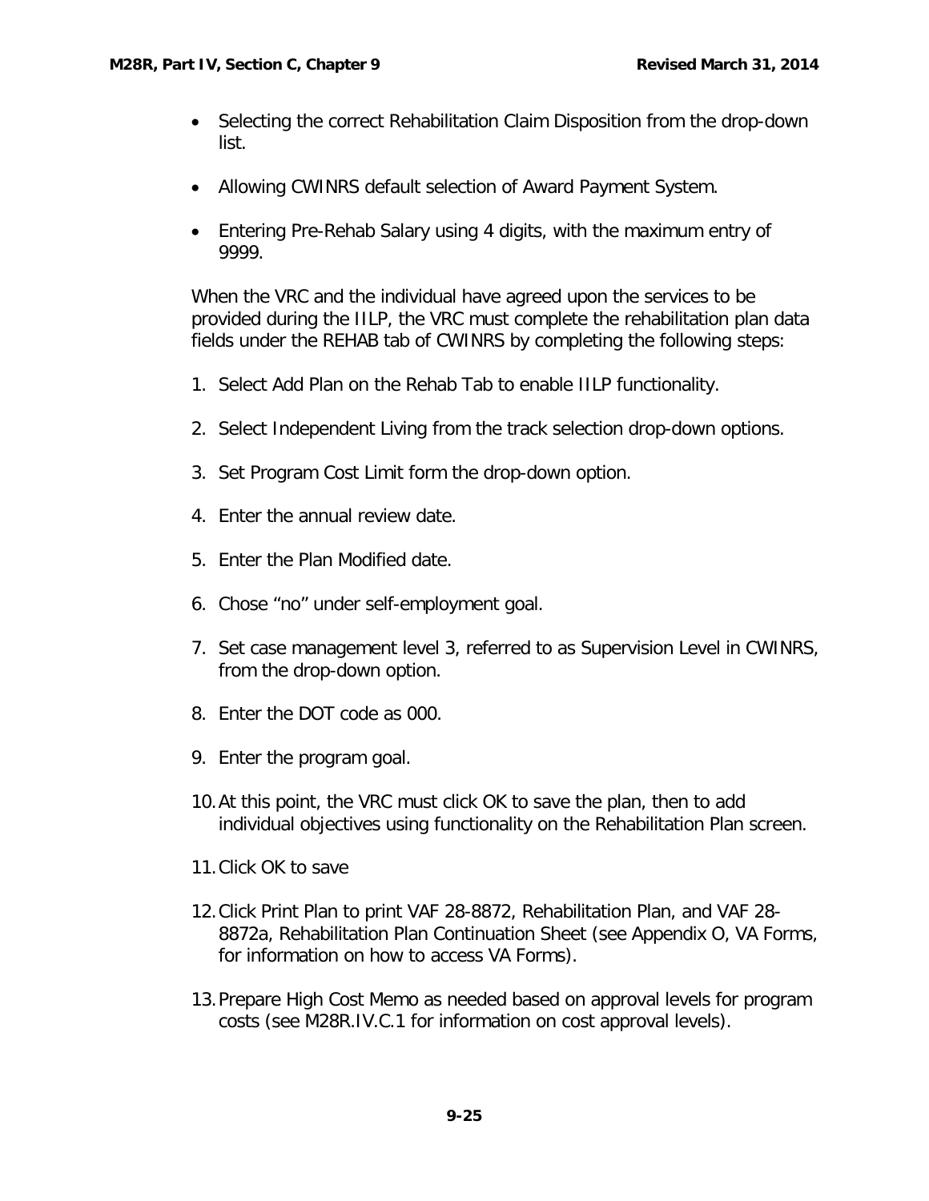- Selecting the correct Rehabilitation Claim Disposition from the drop-down list.

- Allowing CWINRS default selection of Award Payment System.

- Entering Pre-Rehab Salary using 4 digits, with the maximum entry of 9999.

When the VRC and the individual have agreed upon the services to be provided during the IILP, the VRC must complete the rehabilitation plan data fields under the REHAB tab of CWINRS by completing the following steps:

1. Select Add Plan on the Rehab Tab to enable IILP functionality.

2. Select Independent Living from the track selection drop-down options.

3. Set Program Cost Limit form the drop-down option.

4. Enter the annual review date.

5. Enter the Plan Modified date.

6. Chose “no” under self-employment goal.

7. Set case management level 3, referred to as Supervision Level in CWINRS, from the drop-down option.

8. Enter the DOT code as 000.

9. Enter the program goal.

10. At this point, the VRC must click OK to save the plan, then to add individual objectives using functionality on the Rehabilitation Plan screen.

11. Click OK to save

12. Click Print Plan to print VAF 28-8872, Rehabilitation Plan, and VAF 28-8872a, Rehabilitation Plan Continuation Sheet (see Appendix O, VA Forms, for information on how to access VA Forms).

13. Prepare High Cost Memo as needed based on approval levels for program costs (see M28R.IV.C.1 for information on cost approval levels).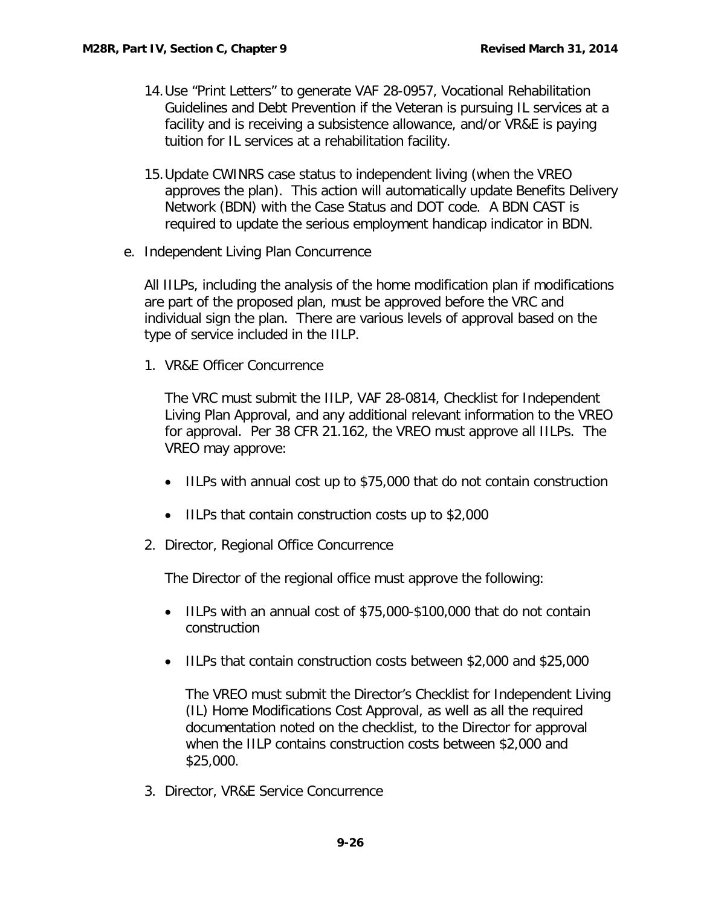14. Use "Print Letters" to generate VAF 28-0957, Vocational Rehabilitation Guidelines and Debt Prevention if the Veteran is pursuing IL services at a facility and is receiving a subsistence allowance, and/or VR&E is paying tuition for IL services at a rehabilitation facility.

15. Update CWINRS case status to independent living (when the VREO approves the plan). This action will automatically update Benefits Delivery Network (BDN) with the Case Status and DOT code. A BDN CAST is required to update the serious employment handicap indicator in BDN.

e. Independent Living Plan Concurrence

All IILPs, including the analysis of the home modification plan if modifications are part of the proposed plan, must be approved before the VRC and individual sign the plan. There are various levels of approval based on the type of service included in the IILP.

1. VR&E Officer Concurrence

The VRC must submit the IILP, VAF 28-0814, Checklist for Independent Living Plan Approval, and any additional relevant information to the VREO for approval. Per 38 CFR 21.162, the VREO must approve all IILPs. The VREO may approve:

- IILPs with annual cost up to $75,000 that do not contain construction
- IILPs that contain construction costs up to $2,000

2. Director, Regional Office Concurrence

The Director of the regional office must approve the following:

- IILPs with an annual cost of $75,000-$100,000 that do not contain construction
- IILPs that contain construction costs between $2,000 and $25,000

  The VREO must submit the Director's Checklist for Independent Living (IL) Home Modifications Cost Approval, as well as all the required documentation noted on the checklist, to the Director for approval when the IILP contains construction costs between $2,000 and $25,000.

3. Director, VR&E Service Concurrence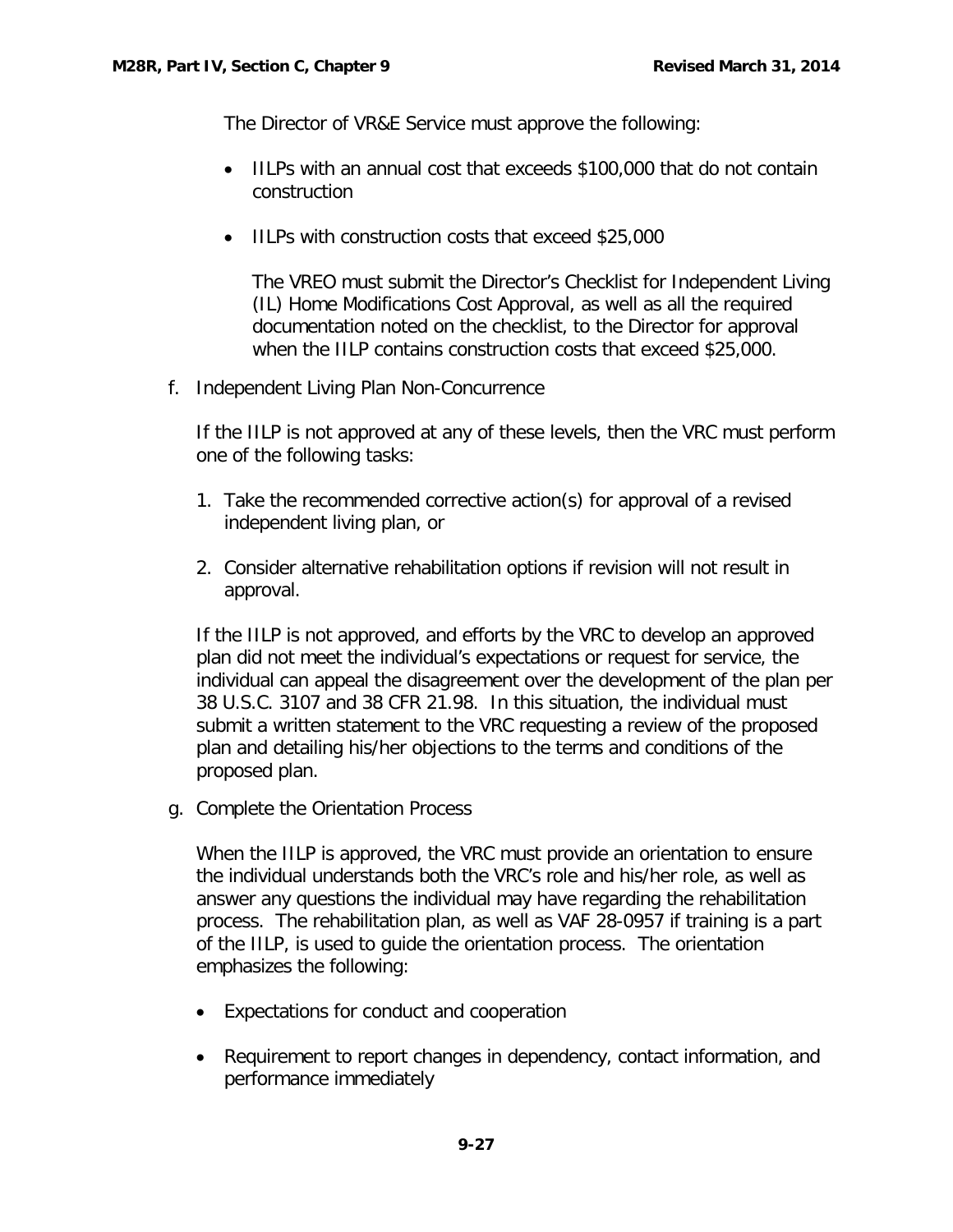The Director of VR&E Service must approve the following:

- IILPs with an annual cost that exceeds $100,000 that do not contain construction
- IILPs with construction costs that exceed $25,000

  The VREO must submit the Director's Checklist for Independent Living (IL) Home Modifications Cost Approval, as well as all the required documentation noted on the checklist, to the Director for approval when the IILP contains construction costs that exceed $25,000.

f. Independent Living Plan Non-Concurrence

If the IILP is not approved at any of these levels, then the VRC must perform one of the following tasks:

1. Take the recommended corrective action(s) for approval of a revised independent living plan, or
2. Consider alternative rehabilitation options if revision will not result in approval.

If the IILP is not approved, and efforts by the VRC to develop an approved plan did not meet the individual's expectations or request for service, the individual can appeal the disagreement over the development of the plan per 38 U.S.C. 3107 and 38 CFR 21.98. In this situation, the individual must submit a written statement to the VRC requesting a review of the proposed plan and detailing his/her objections to the terms and conditions of the proposed plan.

g. Complete the Orientation Process

When the IILP is approved, the VRC must provide an orientation to ensure the individual understands both the VRC's role and his/her role, as well as answer any questions the individual may have regarding the rehabilitation process. The rehabilitation plan, as well as VAF 28-0957 if training is a part of the IILP, is used to guide the orientation process. The orientation emphasizes the following:

- Expectations for conduct and cooperation
- Requirement to report changes in dependency, contact information, and performance immediately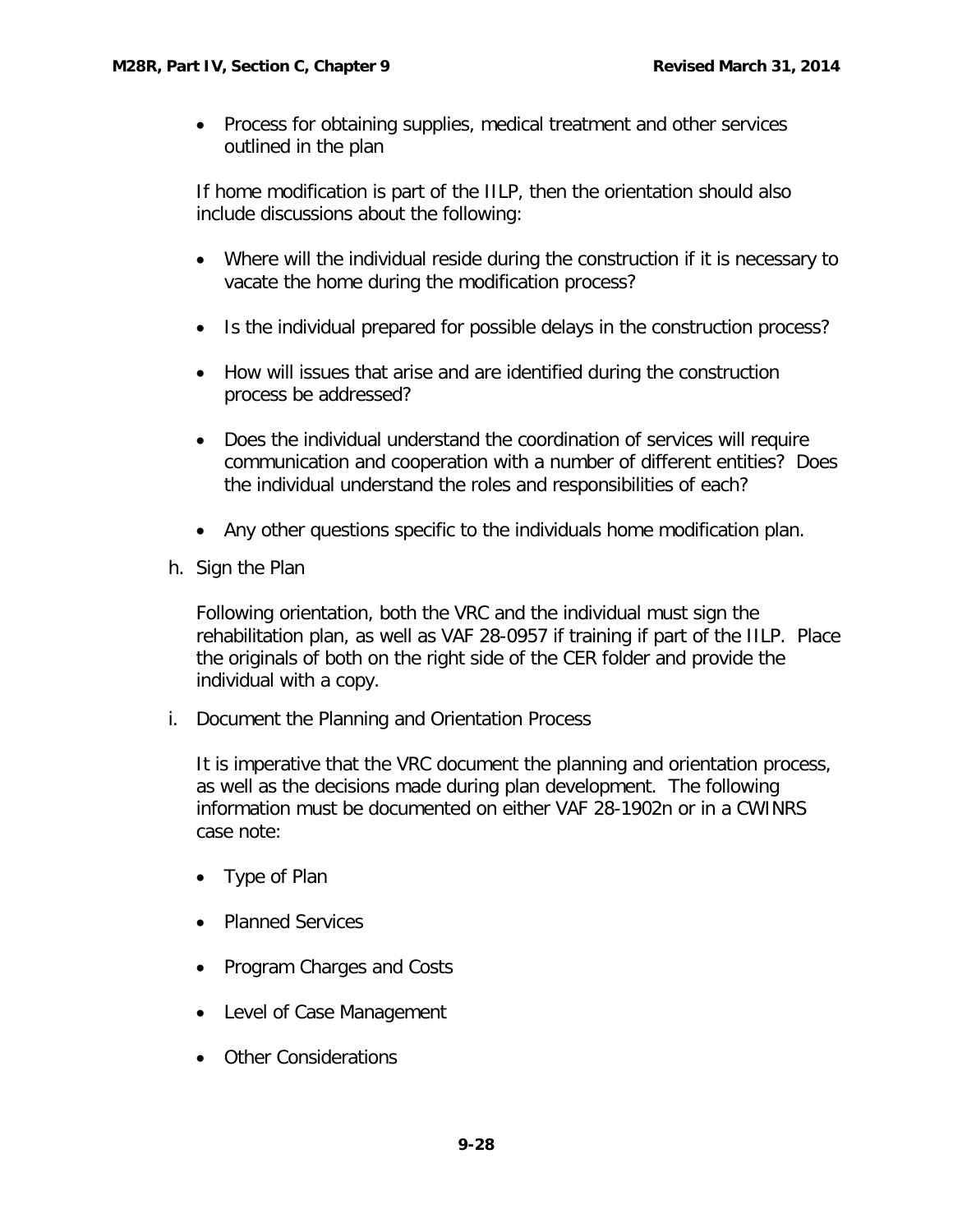- Process for obtaining supplies, medical treatment and other services outlined in the plan

If home modification is part of the IILP, then the orientation should also include discussions about the following:

- Where will the individual reside during the construction if it is necessary to vacate the home during the modification process?
- Is the individual prepared for possible delays in the construction process?
- How will issues that arise and are identified during the construction process be addressed?
- Does the individual understand the coordination of services will require communication and cooperation with a number of different entities? Does the individual understand the roles and responsibilities of each?
- Any other questions specific to the individuals home modification plan.

h. Sign the Plan

Following orientation, both the VRC and the individual must sign the rehabilitation plan, as well as VAF 28-0957 if training if part of the IILP. Place the originals of both on the right side of the CER folder and provide the individual with a copy.

i. Document the Planning and Orientation Process

It is imperative that the VRC document the planning and orientation process, as well as the decisions made during plan development. The following information must be documented on either VAF 28-1902n or in a CWINRS case note:

- Type of Plan
- Planned Services
- Program Charges and Costs
- Level of Case Management
- Other Considerations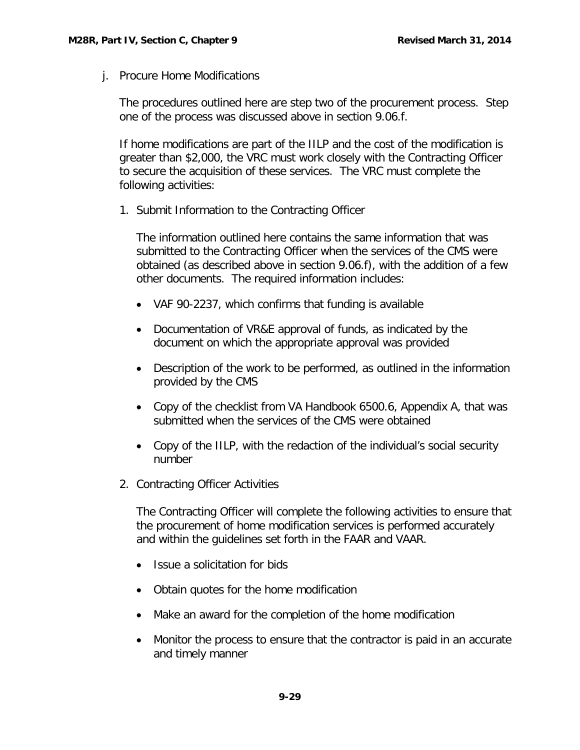j. Procure Home Modifications

The procedures outlined here are step two of the procurement process. Step one of the process was discussed above in section 9.06.f.

If home modifications are part of the IILP and the cost of the modification is greater than $2,000, the VRC must work closely with the Contracting Officer to secure the acquisition of these services. The VRC must complete the following activities:

1. Submit Information to the Contracting Officer

   The information outlined here contains the same information that was submitted to the Contracting Officer when the services of the CMS were obtained (as described above in section 9.06.f), with the addition of a few other documents. The required information includes:

   - VAF 90-2237, which confirms that funding is available
   - Documentation of VR&E approval of funds, as indicated by the document on which the appropriate approval was provided
   - Description of the work to be performed, as outlined in the information provided by the CMS
   - Copy of the checklist from VA Handbook 6500.6, Appendix A, that was submitted when the services of the CMS were obtained
   - Copy of the IILP, with the redaction of the individual's social security number

2. Contracting Officer Activities

   The Contracting Officer will complete the following activities to ensure that the procurement of home modification services is performed accurately and within the guidelines set forth in the FAAR and VAAR.

   - Issue a solicitation for bids
   - Obtain quotes for the home modification
   - Make an award for the completion of the home modification
   - Monitor the process to ensure that the contractor is paid in an accurate and timely manner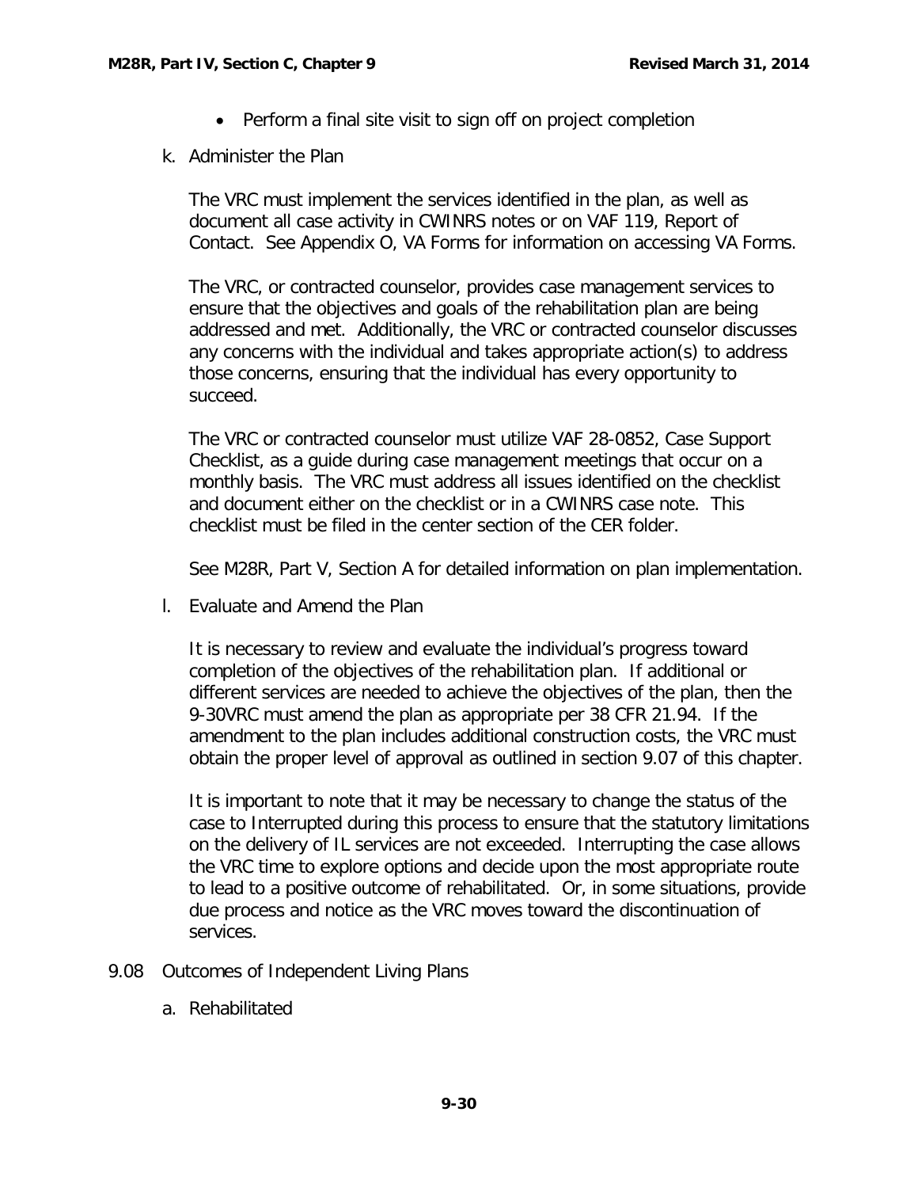- Perform a final site visit to sign off on project completion

k. Administer the Plan

The VRC must implement the services identified in the plan, as well as document all case activity in CWINRS notes or on VAF 119, Report of Contact. See Appendix O, VA Forms for information on accessing VA Forms.

The VRC, or contracted counselor, provides case management services to ensure that the objectives and goals of the rehabilitation plan are being addressed and met. Additionally, the VRC or contracted counselor discusses any concerns with the individual and takes appropriate action(s) to address those concerns, ensuring that the individual has every opportunity to succeed.

The VRC or contracted counselor must utilize VAF 28-0852, Case Support Checklist, as a guide during case management meetings that occur on a monthly basis. The VRC must address all issues identified on the checklist and document either on the checklist or in a CWINRS case note. This checklist must be filed in the center section of the CER folder.

See M28R, Part V, Section A for detailed information on plan implementation.

l. Evaluate and Amend the Plan

It is necessary to review and evaluate the individual's progress toward completion of the objectives of the rehabilitation plan. If additional or different services are needed to achieve the objectives of the plan, then the 9-30VRC must amend the plan as appropriate per 38 CFR 21.94. If the amendment to the plan includes additional construction costs, the VRC must obtain the proper level of approval as outlined in section 9.07 of this chapter.

It is important to note that it may be necessary to change the status of the case to Interrupted during this process to ensure that the statutory limitations on the delivery of IL services are not exceeded. Interrupting the case allows the VRC time to explore options and decide upon the most appropriate route to lead to a positive outcome of rehabilitated. Or, in some situations, provide due process and notice as the VRC moves toward the discontinuation of services.

9.08 Outcomes of Independent Living Plans

a. Rehabilitated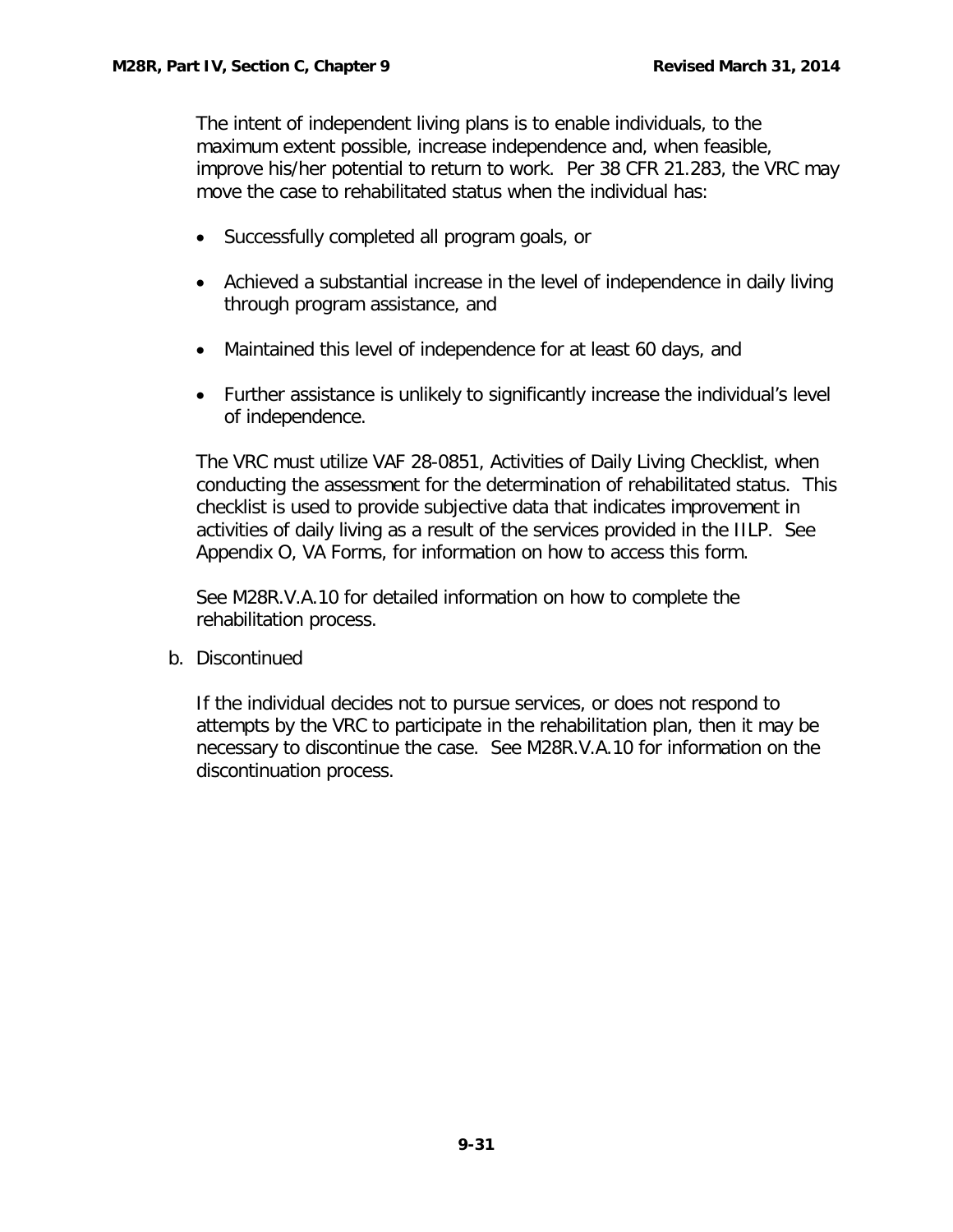The intent of independent living plans is to enable individuals, to the maximum extent possible, increase independence and, when feasible, improve his/her potential to return to work. Per 38 CFR 21.283, the VRC may move the case to rehabilitated status when the individual has:

- Successfully completed all program goals, or
- Achieved a substantial increase in the level of independence in daily living through program assistance, and
- Maintained this level of independence for at least 60 days, and
- Further assistance is unlikely to significantly increase the individual's level of independence.

The VRC must utilize VAF 28-0851, Activities of Daily Living Checklist, when conducting the assessment for the determination of rehabilitated status. This checklist is used to provide subjective data that indicates improvement in activities of daily living as a result of the services provided in the IILP. See Appendix O, VA Forms, for information on how to access this form.

See M28R.V.A.10 for detailed information on how to complete the rehabilitation process.

b. Discontinued

If the individual decides not to pursue services, or does not respond to attempts by the VRC to participate in the rehabilitation plan, then it may be necessary to discontinue the case. See M28R.V.A.10 for information on the discontinuation process.